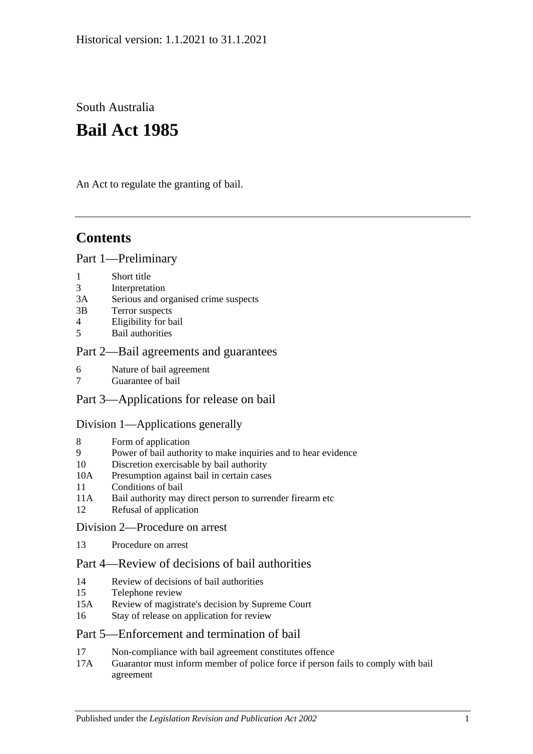Historical version: 1.1.2021 to 31.1.2021

South Australia

# Bail Act 1985

An Act to regulate the granting of bail.

## Contents

### Part 1—Preliminary

1 Short title
3 Interpretation
3A Serious and organised crime suspects
3B Terror suspects
4 Eligibility for bail
5 Bail authorities

### Part 2—Bail agreements and guarantees

6 Nature of bail agreement
7 Guarantee of bail

### Part 3—Applications for release on bail

#### Division 1—Applications generally

8 Form of application
9 Power of bail authority to make inquiries and to hear evidence
10 Discretion exercisable by bail authority
10A Presumption against bail in certain cases
11 Conditions of bail
11A Bail authority may direct person to surrender firearm etc
12 Refusal of application

#### Division 2—Procedure on arrest

13 Procedure on arrest

### Part 4—Review of decisions of bail authorities

14 Review of decisions of bail authorities
15 Telephone review
15A Review of magistrate's decision by Supreme Court
16 Stay of release on application for review

### Part 5—Enforcement and termination of bail

17 Non-compliance with bail agreement constitutes offence
17A Guarantor must inform member of police force if person fails to comply with bail agreement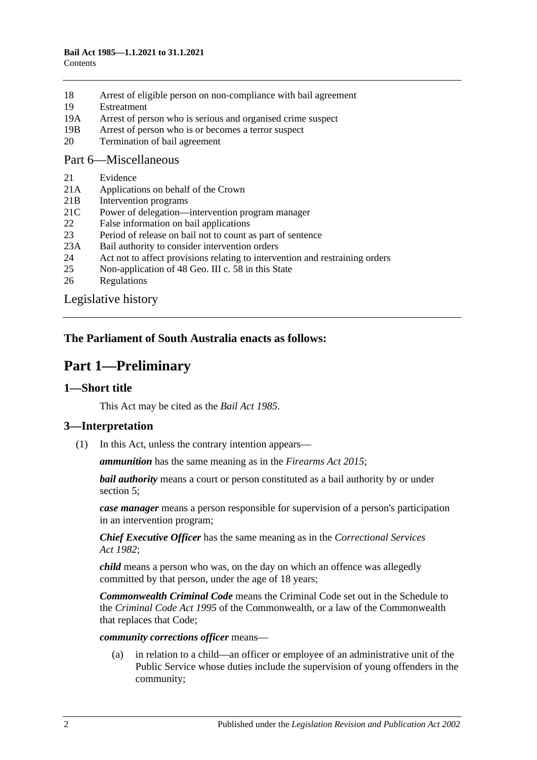18 Arrest of eligible person on non-compliance with bail agreement
19 Estreatment
19A Arrest of person who is serious and organised crime suspect
19B Arrest of person who is or becomes a terror suspect
20 Termination of bail agreement

Part 6—Miscellaneous

21 Evidence
21A Applications on behalf of the Crown
21B Intervention programs
21C Power of delegation—intervention program manager
22 False information on bail applications
23 Period of release on bail not to count as part of sentence
23A Bail authority to consider intervention orders
24 Act not to affect provisions relating to intervention and restraining orders
25 Non-application of 48 Geo. III c. 58 in this State
26 Regulations

Legislative history

**The Parliament of South Australia enacts as follows:**

# Part 1—Preliminary

## 1—Short title

This Act may be cited as the *Bail Act 1985*.

## 3—Interpretation

(1) In this Act, unless the contrary intention appears—

***ammunition*** has the same meaning as in the *Firearms Act 2015*;

***bail authority*** means a court or person constituted as a bail authority by or under section 5;

***case manager*** means a person responsible for supervision of a person's participation in an intervention program;

***Chief Executive Officer*** has the same meaning as in the *Correctional Services Act 1982*;

***child*** means a person who was, on the day on which an offence was allegedly committed by that person, under the age of 18 years;

***Commonwealth Criminal Code*** means the Criminal Code set out in the Schedule to the *Criminal Code Act 1995* of the Commonwealth, or a law of the Commonwealth that replaces that Code;

***community corrections officer*** means—

(a) in relation to a child—an officer or employee of an administrative unit of the Public Service whose duties include the supervision of young offenders in the community;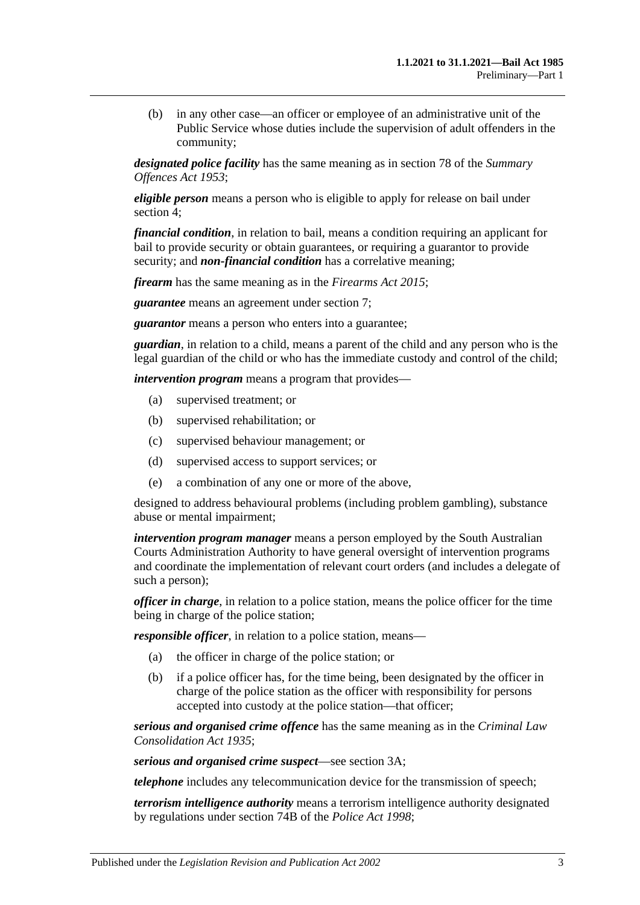(b) in any other case—an officer or employee of an administrative unit of the Public Service whose duties include the supervision of adult offenders in the community;

***designated police facility*** has the same meaning as in section 78 of the *Summary Offences Act 1953*;

***eligible person*** means a person who is eligible to apply for release on bail under section 4;

***financial condition***, in relation to bail, means a condition requiring an applicant for bail to provide security or obtain guarantees, or requiring a guarantor to provide security; and ***non-financial condition*** has a correlative meaning;

***firearm*** has the same meaning as in the *Firearms Act 2015*;

***guarantee*** means an agreement under section 7;

***guarantor*** means a person who enters into a guarantee;

***guardian***, in relation to a child, means a parent of the child and any person who is the legal guardian of the child or who has the immediate custody and control of the child;

***intervention program*** means a program that provides—

(a) supervised treatment; or

(b) supervised rehabilitation; or

(c) supervised behaviour management; or

(d) supervised access to support services; or

(e) a combination of any one or more of the above,

designed to address behavioural problems (including problem gambling), substance abuse or mental impairment;

***intervention program manager*** means a person employed by the South Australian Courts Administration Authority to have general oversight of intervention programs and coordinate the implementation of relevant court orders (and includes a delegate of such a person);

***officer in charge***, in relation to a police station, means the police officer for the time being in charge of the police station;

***responsible officer***, in relation to a police station, means—

(a) the officer in charge of the police station; or

(b) if a police officer has, for the time being, been designated by the officer in charge of the police station as the officer with responsibility for persons accepted into custody at the police station—that officer;

***serious and organised crime offence*** has the same meaning as in the *Criminal Law Consolidation Act 1935*;

***serious and organised crime suspect***—see section 3A;

***telephone*** includes any telecommunication device for the transmission of speech;

***terrorism intelligence authority*** means a terrorism intelligence authority designated by regulations under section 74B of the *Police Act 1998*;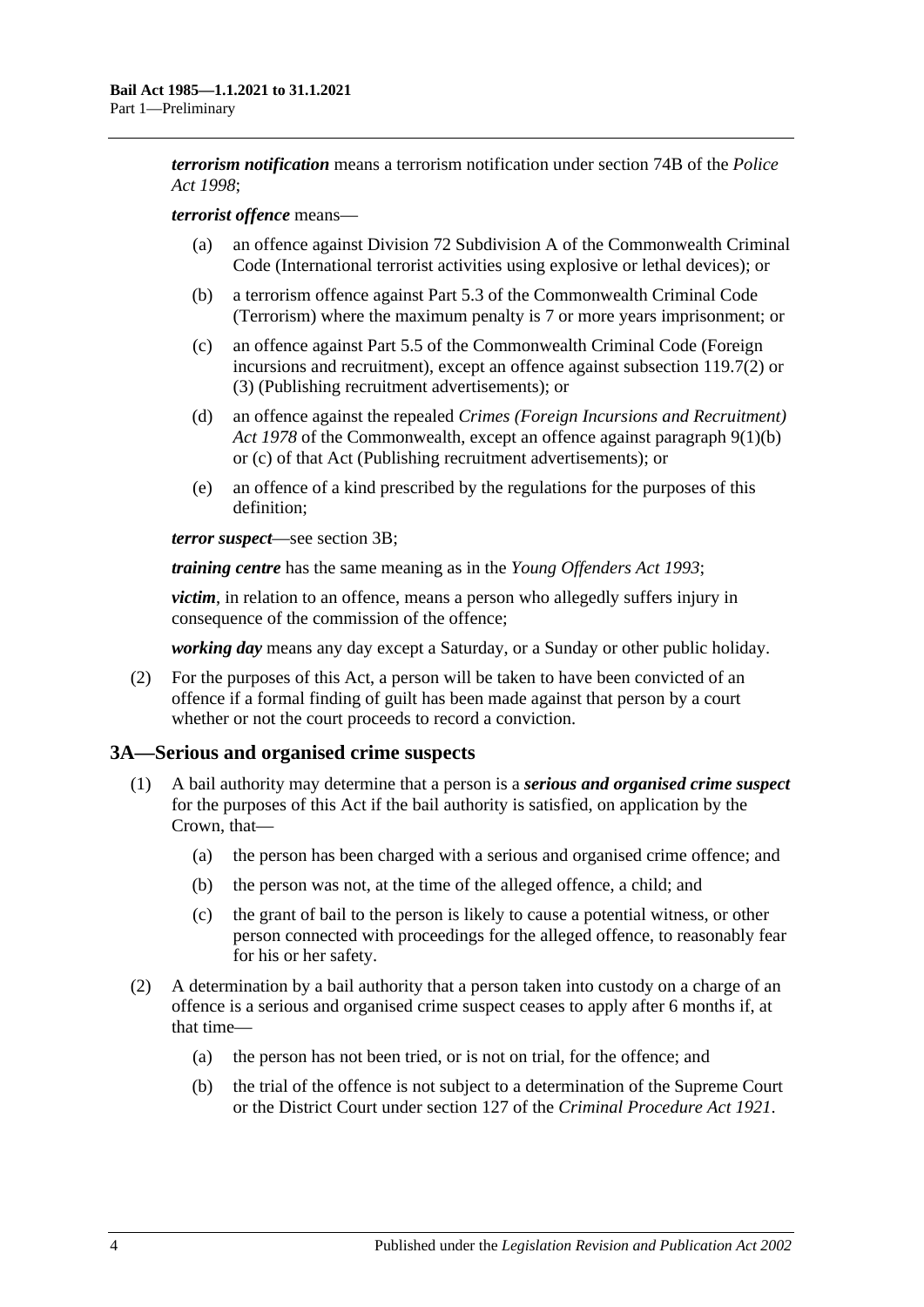***terrorism notification*** means a terrorism notification under section 74B of the *Police Act 1998*;

***terrorist offence*** means—

(a) an offence against Division 72 Subdivision A of the Commonwealth Criminal Code (International terrorist activities using explosive or lethal devices); or

(b) a terrorism offence against Part 5.3 of the Commonwealth Criminal Code (Terrorism) where the maximum penalty is 7 or more years imprisonment; or

(c) an offence against Part 5.5 of the Commonwealth Criminal Code (Foreign incursions and recruitment), except an offence against subsection 119.7(2) or (3) (Publishing recruitment advertisements); or

(d) an offence against the repealed *Crimes (Foreign Incursions and Recruitment) Act 1978* of the Commonwealth, except an offence against paragraph 9(1)(b) or (c) of that Act (Publishing recruitment advertisements); or

(e) an offence of a kind prescribed by the regulations for the purposes of this definition;

***terror suspect***—see section 3B;

***training centre*** has the same meaning as in the *Young Offenders Act 1993*;

***victim***, in relation to an offence, means a person who allegedly suffers injury in consequence of the commission of the offence;

***working day*** means any day except a Saturday, or a Sunday or other public holiday.

(2) For the purposes of this Act, a person will be taken to have been convicted of an offence if a formal finding of guilt has been made against that person by a court whether or not the court proceeds to record a conviction.

## 3A—Serious and organised crime suspects

(1) A bail authority may determine that a person is a ***serious and organised crime suspect*** for the purposes of this Act if the bail authority is satisfied, on application by the Crown, that—

(a) the person has been charged with a serious and organised crime offence; and

(b) the person was not, at the time of the alleged offence, a child; and

(c) the grant of bail to the person is likely to cause a potential witness, or other person connected with proceedings for the alleged offence, to reasonably fear for his or her safety.

(2) A determination by a bail authority that a person taken into custody on a charge of an offence is a serious and organised crime suspect ceases to apply after 6 months if, at that time—

(a) the person has not been tried, or is not on trial, for the offence; and

(b) the trial of the offence is not subject to a determination of the Supreme Court or the District Court under section 127 of the *Criminal Procedure Act 1921*.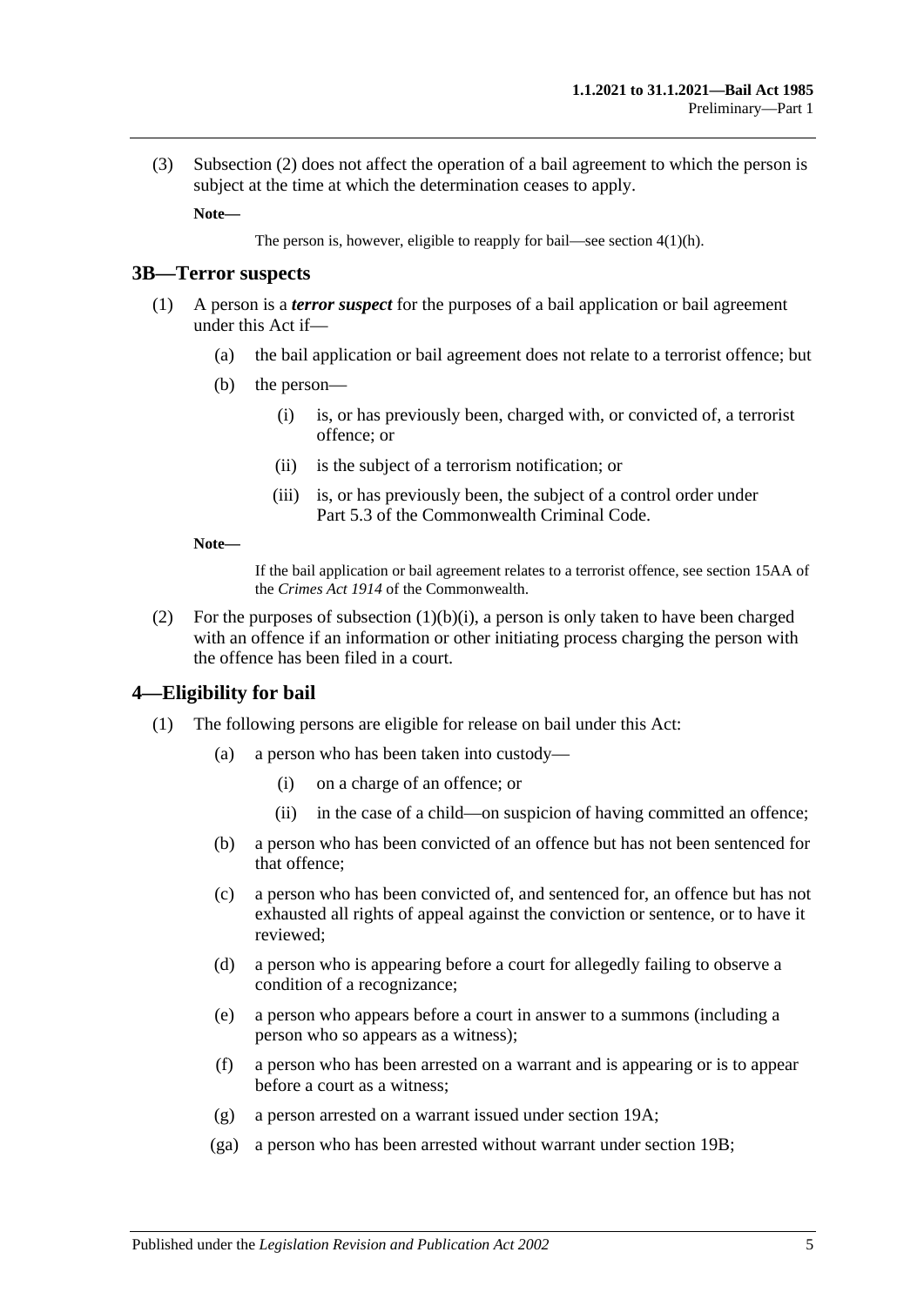(3) Subsection (2) does not affect the operation of a bail agreement to which the person is subject at the time at which the determination ceases to apply.

**Note—**

The person is, however, eligible to reapply for bail—see section 4(1)(h).

## 3B—Terror suspects

(1) A person is a ***terror suspect*** for the purposes of a bail application or bail agreement under this Act if—

(a) the bail application or bail agreement does not relate to a terrorist offence; but

(b) the person—

(i) is, or has previously been, charged with, or convicted of, a terrorist offence; or

(ii) is the subject of a terrorism notification; or

(iii) is, or has previously been, the subject of a control order under Part 5.3 of the Commonwealth Criminal Code.

**Note—**

If the bail application or bail agreement relates to a terrorist offence, see section 15AA of the *Crimes Act 1914* of the Commonwealth.

(2) For the purposes of subsection (1)(b)(i), a person is only taken to have been charged with an offence if an information or other initiating process charging the person with the offence has been filed in a court.

## 4—Eligibility for bail

(1) The following persons are eligible for release on bail under this Act:

(a) a person who has been taken into custody—

(i) on a charge of an offence; or

(ii) in the case of a child—on suspicion of having committed an offence;

(b) a person who has been convicted of an offence but has not been sentenced for that offence;

(c) a person who has been convicted of, and sentenced for, an offence but has not exhausted all rights of appeal against the conviction or sentence, or to have it reviewed;

(d) a person who is appearing before a court for allegedly failing to observe a condition of a recognizance;

(e) a person who appears before a court in answer to a summons (including a person who so appears as a witness);

(f) a person who has been arrested on a warrant and is appearing or is to appear before a court as a witness;

(g) a person arrested on a warrant issued under section 19A;

(ga) a person who has been arrested without warrant under section 19B;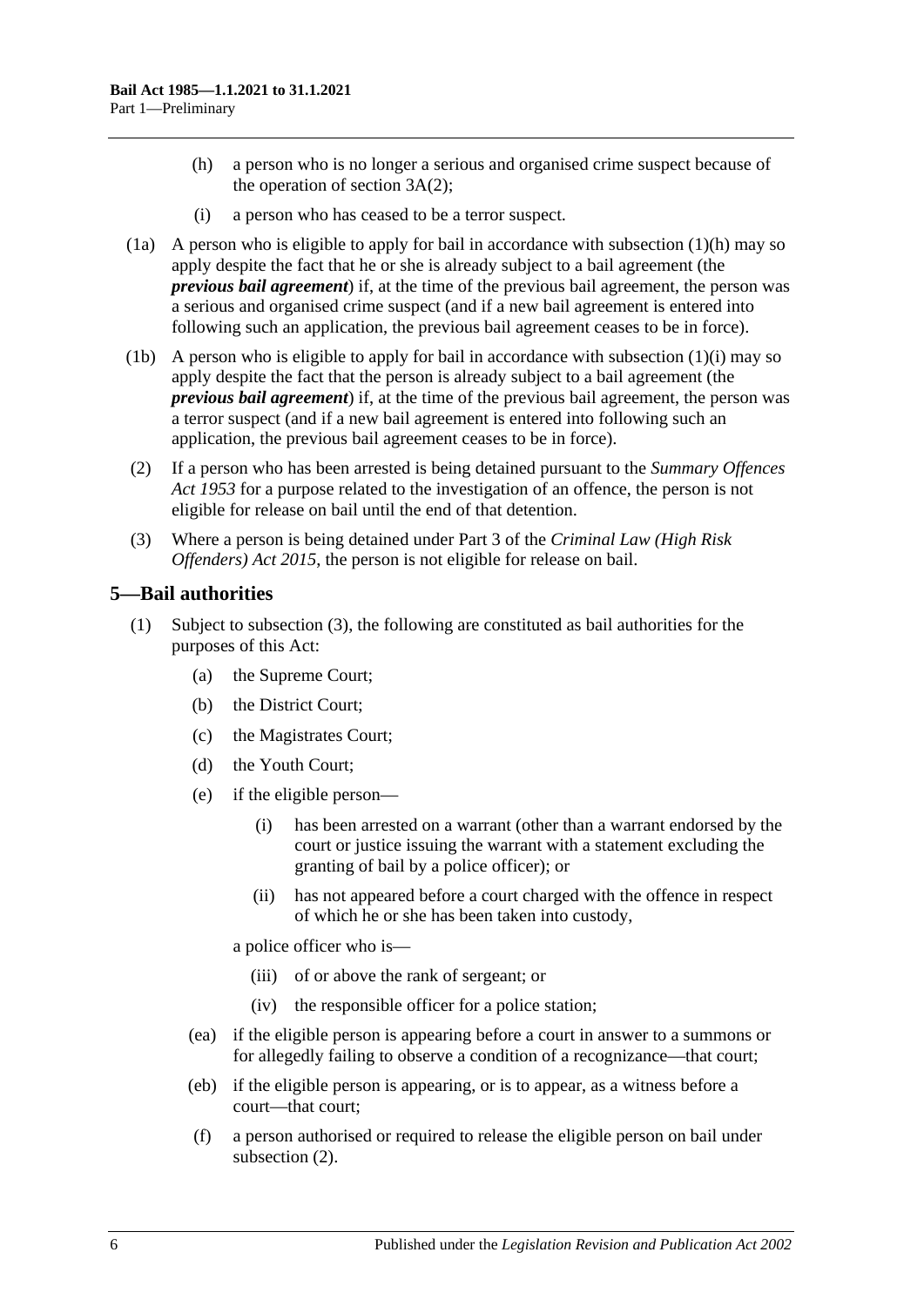- (h) a person who is no longer a serious and organised crime suspect because of the operation of section 3A(2);
- (i) a person who has ceased to be a terror suspect.

(1a) A person who is eligible to apply for bail in accordance with subsection (1)(h) may so apply despite the fact that he or she is already subject to a bail agreement (the ***previous bail agreement***) if, at the time of the previous bail agreement, the person was a serious and organised crime suspect (and if a new bail agreement is entered into following such an application, the previous bail agreement ceases to be in force).

(1b) A person who is eligible to apply for bail in accordance with subsection (1)(i) may so apply despite the fact that the person is already subject to a bail agreement (the ***previous bail agreement***) if, at the time of the previous bail agreement, the person was a terror suspect (and if a new bail agreement is entered into following such an application, the previous bail agreement ceases to be in force).

(2) If a person who has been arrested is being detained pursuant to the *Summary Offences Act 1953* for a purpose related to the investigation of an offence, the person is not eligible for release on bail until the end of that detention.

(3) Where a person is being detained under Part 3 of the *Criminal Law (High Risk Offenders) Act 2015*, the person is not eligible for release on bail.

## 5—Bail authorities

(1) Subject to subsection (3), the following are constituted as bail authorities for the purposes of this Act:

- (a) the Supreme Court;
- (b) the District Court;
- (c) the Magistrates Court;
- (d) the Youth Court;
- (e) if the eligible person—
  - (i) has been arrested on a warrant (other than a warrant endorsed by the court or justice issuing the warrant with a statement excluding the granting of bail by a police officer); or
  - (ii) has not appeared before a court charged with the offence in respect of which he or she has been taken into custody,

  a police officer who is—

  - (iii) of or above the rank of sergeant; or
  - (iv) the responsible officer for a police station;
- (ea) if the eligible person is appearing before a court in answer to a summons or for allegedly failing to observe a condition of a recognizance—that court;
- (eb) if the eligible person is appearing, or is to appear, as a witness before a court—that court;
- (f) a person authorised or required to release the eligible person on bail under subsection (2).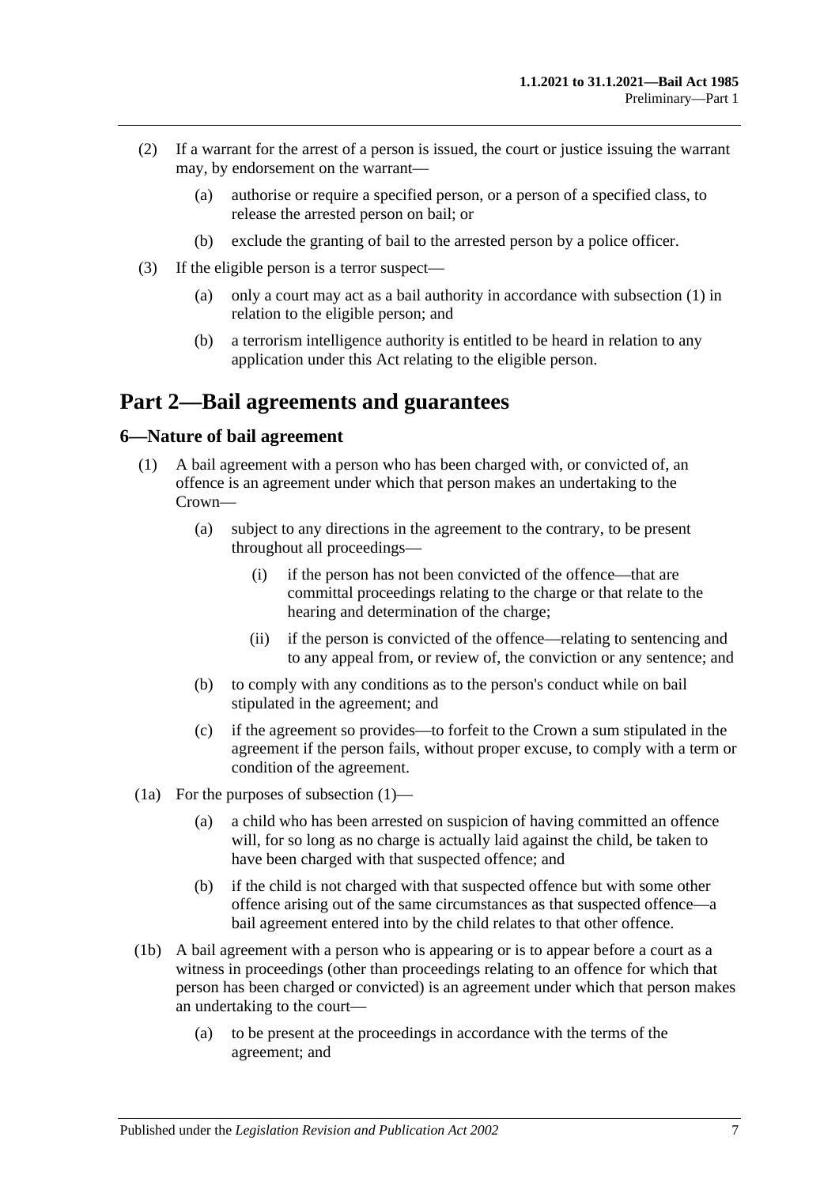(2) If a warrant for the arrest of a person is issued, the court or justice issuing the warrant may, by endorsement on the warrant—

(a) authorise or require a specified person, or a person of a specified class, to release the arrested person on bail; or

(b) exclude the granting of bail to the arrested person by a police officer.

(3) If the eligible person is a terror suspect—

(a) only a court may act as a bail authority in accordance with subsection (1) in relation to the eligible person; and

(b) a terrorism intelligence authority is entitled to be heard in relation to any application under this Act relating to the eligible person.

# Part 2—Bail agreements and guarantees

## 6—Nature of bail agreement

(1) A bail agreement with a person who has been charged with, or convicted of, an offence is an agreement under which that person makes an undertaking to the Crown—

(a) subject to any directions in the agreement to the contrary, to be present throughout all proceedings—

(i) if the person has not been convicted of the offence—that are committal proceedings relating to the charge or that relate to the hearing and determination of the charge;

(ii) if the person is convicted of the offence—relating to sentencing and to any appeal from, or review of, the conviction or any sentence; and

(b) to comply with any conditions as to the person's conduct while on bail stipulated in the agreement; and

(c) if the agreement so provides—to forfeit to the Crown a sum stipulated in the agreement if the person fails, without proper excuse, to comply with a term or condition of the agreement.

(1a) For the purposes of subsection (1)—

(a) a child who has been arrested on suspicion of having committed an offence will, for so long as no charge is actually laid against the child, be taken to have been charged with that suspected offence; and

(b) if the child is not charged with that suspected offence but with some other offence arising out of the same circumstances as that suspected offence—a bail agreement entered into by the child relates to that other offence.

(1b) A bail agreement with a person who is appearing or is to appear before a court as a witness in proceedings (other than proceedings relating to an offence for which that person has been charged or convicted) is an agreement under which that person makes an undertaking to the court—

(a) to be present at the proceedings in accordance with the terms of the agreement; and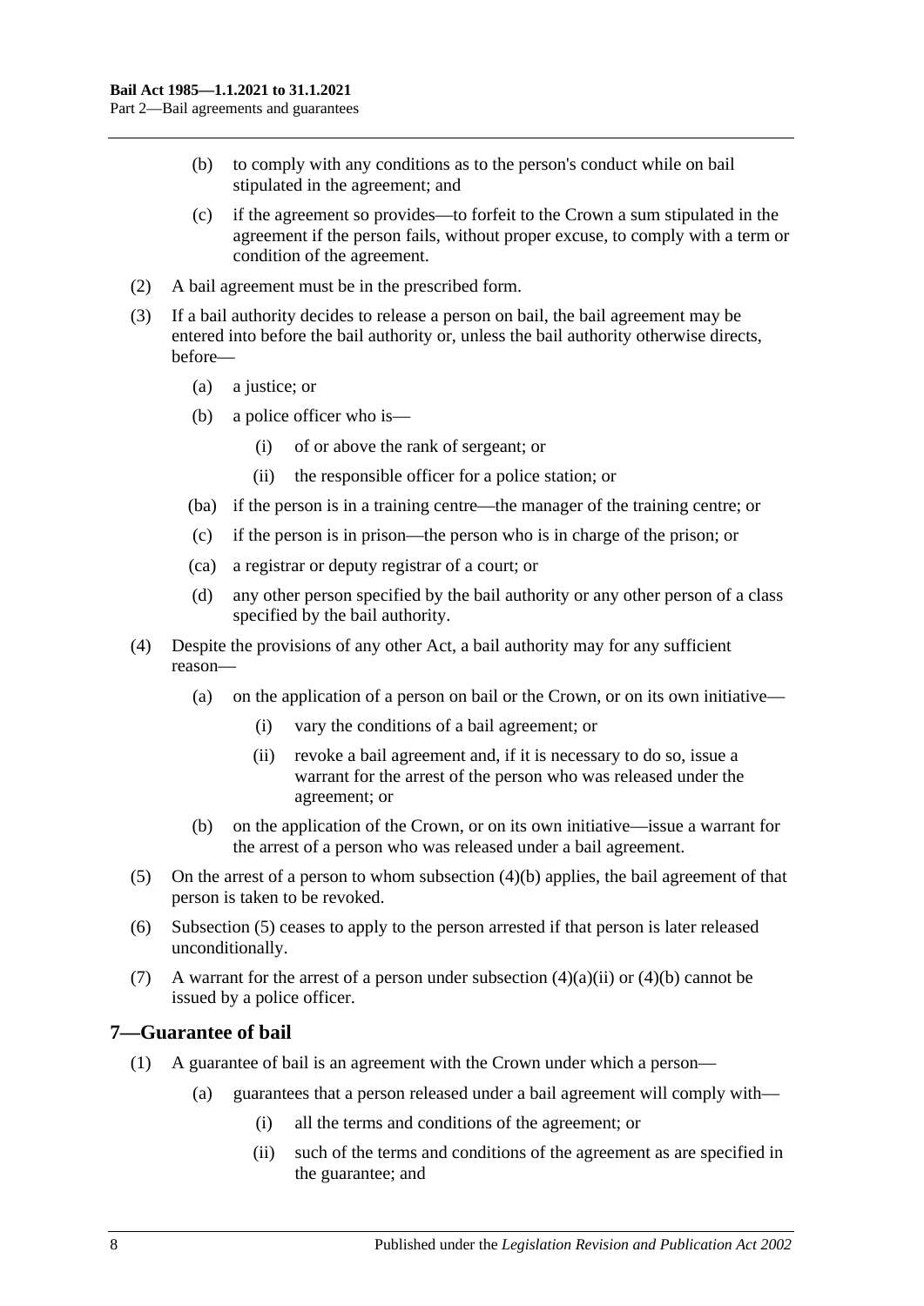(b) to comply with any conditions as to the person's conduct while on bail stipulated in the agreement; and

(c) if the agreement so provides—to forfeit to the Crown a sum stipulated in the agreement if the person fails, without proper excuse, to comply with a term or condition of the agreement.

(2) A bail agreement must be in the prescribed form.

(3) If a bail authority decides to release a person on bail, the bail agreement may be entered into before the bail authority or, unless the bail authority otherwise directs, before—

(a) a justice; or

(b) a police officer who is—

(i) of or above the rank of sergeant; or

(ii) the responsible officer for a police station; or

(ba) if the person is in a training centre—the manager of the training centre; or

(c) if the person is in prison—the person who is in charge of the prison; or

(ca) a registrar or deputy registrar of a court; or

(d) any other person specified by the bail authority or any other person of a class specified by the bail authority.

(4) Despite the provisions of any other Act, a bail authority may for any sufficient reason—

(a) on the application of a person on bail or the Crown, or on its own initiative—

(i) vary the conditions of a bail agreement; or

(ii) revoke a bail agreement and, if it is necessary to do so, issue a warrant for the arrest of the person who was released under the agreement; or

(b) on the application of the Crown, or on its own initiative—issue a warrant for the arrest of a person who was released under a bail agreement.

(5) On the arrest of a person to whom subsection (4)(b) applies, the bail agreement of that person is taken to be revoked.

(6) Subsection (5) ceases to apply to the person arrested if that person is later released unconditionally.

(7) A warrant for the arrest of a person under subsection (4)(a)(ii) or (4)(b) cannot be issued by a police officer.

## 7—Guarantee of bail

(1) A guarantee of bail is an agreement with the Crown under which a person—

(a) guarantees that a person released under a bail agreement will comply with—

(i) all the terms and conditions of the agreement; or

(ii) such of the terms and conditions of the agreement as are specified in the guarantee; and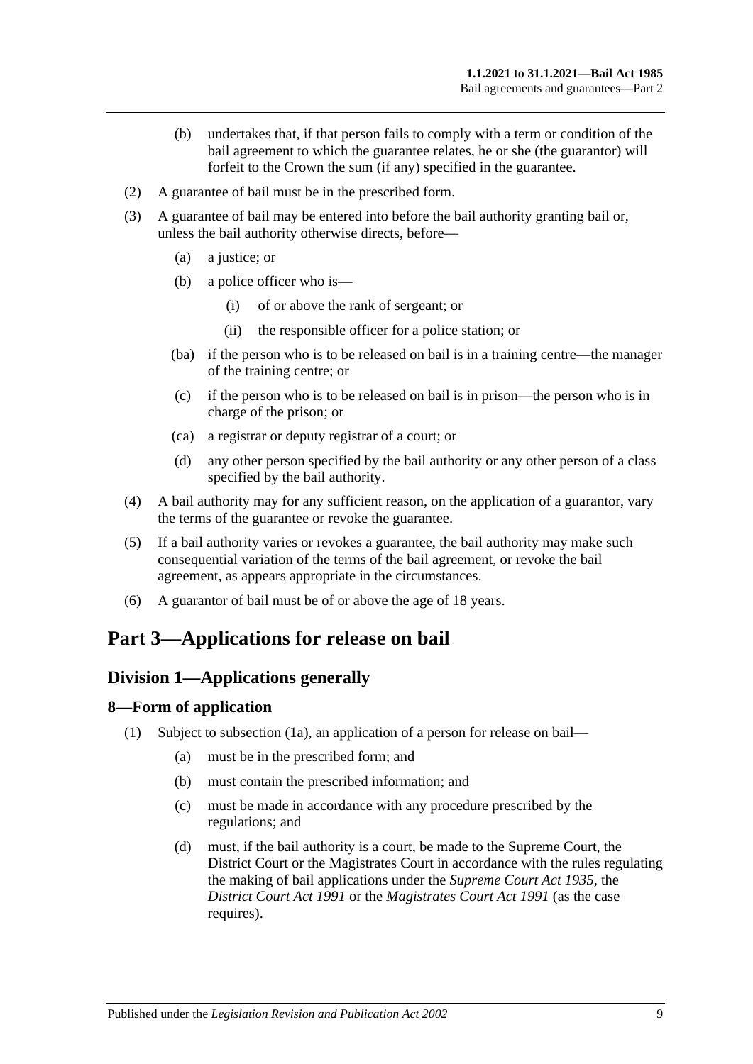(b) undertakes that, if that person fails to comply with a term or condition of the bail agreement to which the guarantee relates, he or she (the guarantor) will forfeit to the Crown the sum (if any) specified in the guarantee.

(2) A guarantee of bail must be in the prescribed form.

(3) A guarantee of bail may be entered into before the bail authority granting bail or, unless the bail authority otherwise directs, before—

(a) a justice; or

(b) a police officer who is—

(i) of or above the rank of sergeant; or

(ii) the responsible officer for a police station; or

(ba) if the person who is to be released on bail is in a training centre—the manager of the training centre; or

(c) if the person who is to be released on bail is in prison—the person who is in charge of the prison; or

(ca) a registrar or deputy registrar of a court; or

(d) any other person specified by the bail authority or any other person of a class specified by the bail authority.

(4) A bail authority may for any sufficient reason, on the application of a guarantor, vary the terms of the guarantee or revoke the guarantee.

(5) If a bail authority varies or revokes a guarantee, the bail authority may make such consequential variation of the terms of the bail agreement, or revoke the bail agreement, as appears appropriate in the circumstances.

(6) A guarantor of bail must be of or above the age of 18 years.

# Part 3—Applications for release on bail

## Division 1—Applications generally

### 8—Form of application

(1) Subject to subsection (1a), an application of a person for release on bail—

(a) must be in the prescribed form; and

(b) must contain the prescribed information; and

(c) must be made in accordance with any procedure prescribed by the regulations; and

(d) must, if the bail authority is a court, be made to the Supreme Court, the District Court or the Magistrates Court in accordance with the rules regulating the making of bail applications under the *Supreme Court Act 1935*, the *District Court Act 1991* or the *Magistrates Court Act 1991* (as the case requires).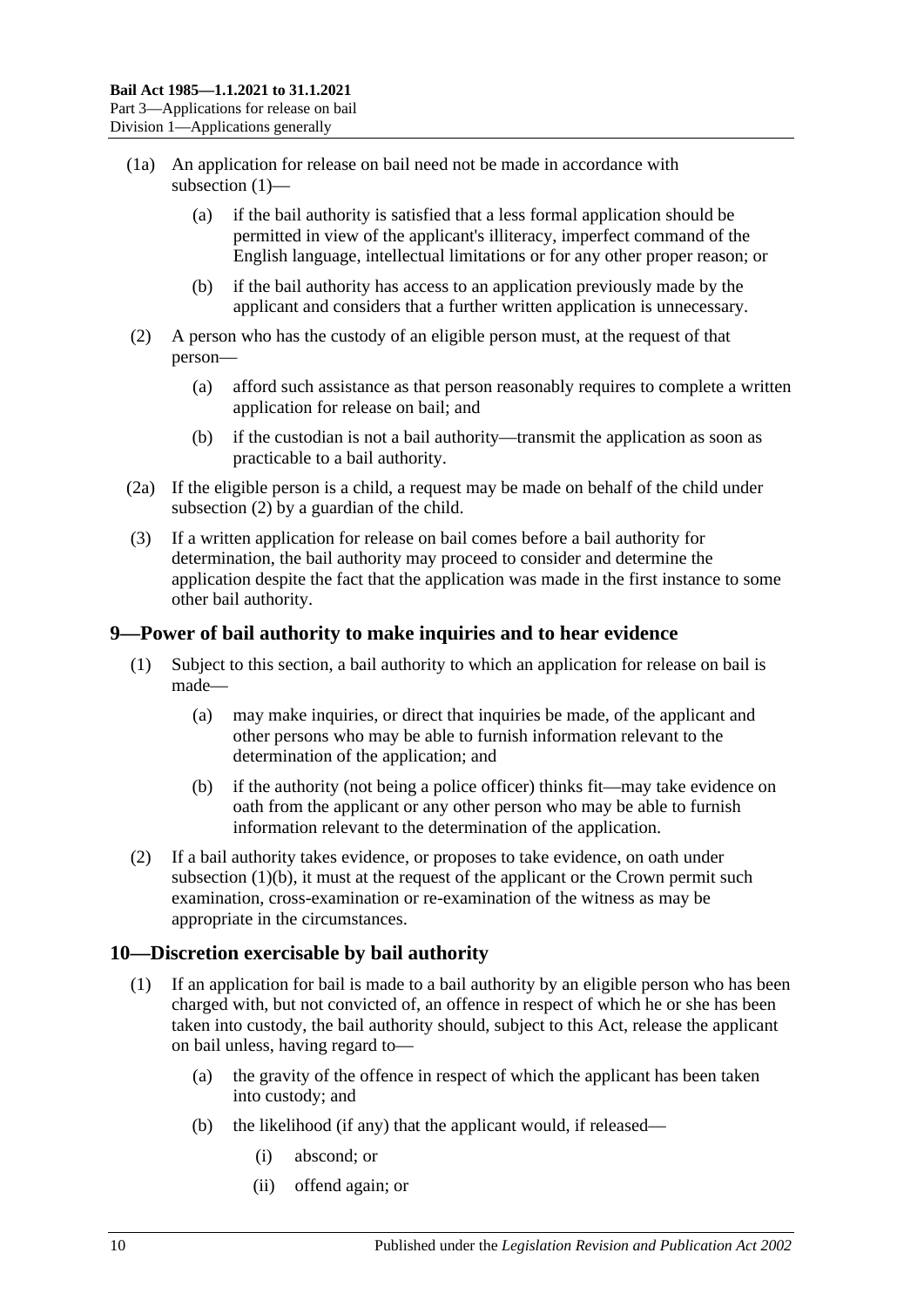(1a) An application for release on bail need not be made in accordance with subsection (1)—

(a) if the bail authority is satisfied that a less formal application should be permitted in view of the applicant's illiteracy, imperfect command of the English language, intellectual limitations or for any other proper reason; or

(b) if the bail authority has access to an application previously made by the applicant and considers that a further written application is unnecessary.

(2) A person who has the custody of an eligible person must, at the request of that person—

(a) afford such assistance as that person reasonably requires to complete a written application for release on bail; and

(b) if the custodian is not a bail authority—transmit the application as soon as practicable to a bail authority.

(2a) If the eligible person is a child, a request may be made on behalf of the child under subsection (2) by a guardian of the child.

(3) If a written application for release on bail comes before a bail authority for determination, the bail authority may proceed to consider and determine the application despite the fact that the application was made in the first instance to some other bail authority.

## 9—Power of bail authority to make inquiries and to hear evidence

(1) Subject to this section, a bail authority to which an application for release on bail is made—

(a) may make inquiries, or direct that inquiries be made, of the applicant and other persons who may be able to furnish information relevant to the determination of the application; and

(b) if the authority (not being a police officer) thinks fit—may take evidence on oath from the applicant or any other person who may be able to furnish information relevant to the determination of the application.

(2) If a bail authority takes evidence, or proposes to take evidence, on oath under subsection (1)(b), it must at the request of the applicant or the Crown permit such examination, cross-examination or re-examination of the witness as may be appropriate in the circumstances.

## 10—Discretion exercisable by bail authority

(1) If an application for bail is made to a bail authority by an eligible person who has been charged with, but not convicted of, an offence in respect of which he or she has been taken into custody, the bail authority should, subject to this Act, release the applicant on bail unless, having regard to—

(a) the gravity of the offence in respect of which the applicant has been taken into custody; and

(b) the likelihood (if any) that the applicant would, if released—

(i) abscond; or

(ii) offend again; or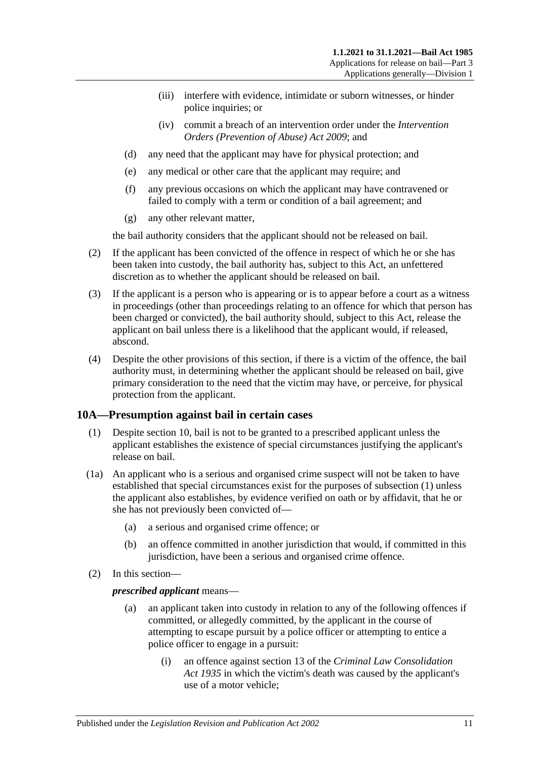- (iii) interfere with evidence, intimidate or suborn witnesses, or hinder police inquiries; or
- (iv) commit a breach of an intervention order under the *Intervention Orders (Prevention of Abuse) Act 2009*; and

- (d) any need that the applicant may have for physical protection; and
- (e) any medical or other care that the applicant may require; and
- (f) any previous occasions on which the applicant may have contravened or failed to comply with a term or condition of a bail agreement; and
- (g) any other relevant matter,

the bail authority considers that the applicant should not be released on bail.

(2) If the applicant has been convicted of the offence in respect of which he or she has been taken into custody, the bail authority has, subject to this Act, an unfettered discretion as to whether the applicant should be released on bail.

(3) If the applicant is a person who is appearing or is to appear before a court as a witness in proceedings (other than proceedings relating to an offence for which that person has been charged or convicted), the bail authority should, subject to this Act, release the applicant on bail unless there is a likelihood that the applicant would, if released, abscond.

(4) Despite the other provisions of this section, if there is a victim of the offence, the bail authority must, in determining whether the applicant should be released on bail, give primary consideration to the need that the victim may have, or perceive, for physical protection from the applicant.

## 10A—Presumption against bail in certain cases

(1) Despite section 10, bail is not to be granted to a prescribed applicant unless the applicant establishes the existence of special circumstances justifying the applicant's release on bail.

(1a) An applicant who is a serious and organised crime suspect will not be taken to have established that special circumstances exist for the purposes of subsection (1) unless the applicant also establishes, by evidence verified on oath or by affidavit, that he or she has not previously been convicted of—

- (a) a serious and organised crime offence; or
- (b) an offence committed in another jurisdiction that would, if committed in this jurisdiction, have been a serious and organised crime offence.

(2) In this section—

***prescribed applicant*** means—

- (a) an applicant taken into custody in relation to any of the following offences if committed, or allegedly committed, by the applicant in the course of attempting to escape pursuit by a police officer or attempting to entice a police officer to engage in a pursuit:
  - (i) an offence against section 13 of the *Criminal Law Consolidation Act 1935* in which the victim's death was caused by the applicant's use of a motor vehicle;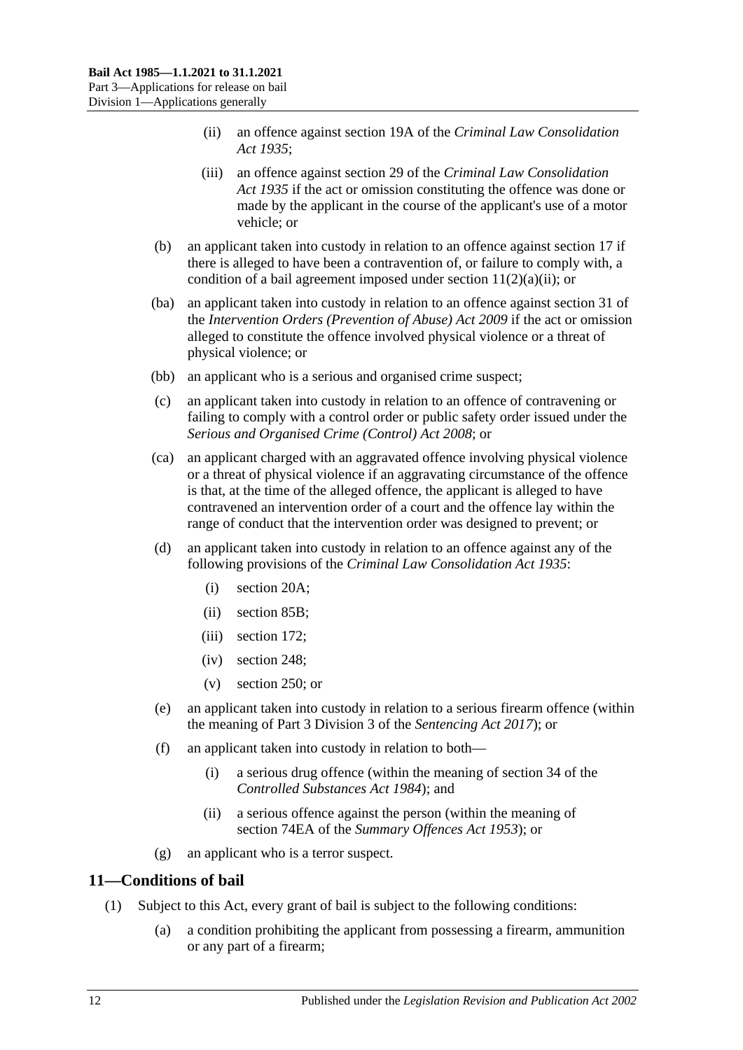(ii) an offence against section 19A of the *Criminal Law Consolidation Act 1935*;

(iii) an offence against section 29 of the *Criminal Law Consolidation Act 1935* if the act or omission constituting the offence was done or made by the applicant in the course of the applicant's use of a motor vehicle; or

(b) an applicant taken into custody in relation to an offence against section 17 if there is alleged to have been a contravention of, or failure to comply with, a condition of a bail agreement imposed under section 11(2)(a)(ii); or

(ba) an applicant taken into custody in relation to an offence against section 31 of the *Intervention Orders (Prevention of Abuse) Act 2009* if the act or omission alleged to constitute the offence involved physical violence or a threat of physical violence; or

(bb) an applicant who is a serious and organised crime suspect;

(c) an applicant taken into custody in relation to an offence of contravening or failing to comply with a control order or public safety order issued under the *Serious and Organised Crime (Control) Act 2008*; or

(ca) an applicant charged with an aggravated offence involving physical violence or a threat of physical violence if an aggravating circumstance of the offence is that, at the time of the alleged offence, the applicant is alleged to have contravened an intervention order of a court and the offence lay within the range of conduct that the intervention order was designed to prevent; or

(d) an applicant taken into custody in relation to an offence against any of the following provisions of the *Criminal Law Consolidation Act 1935*:

(i) section 20A;

(ii) section 85B;

(iii) section 172;

(iv) section 248;

(v) section 250; or

(e) an applicant taken into custody in relation to a serious firearm offence (within the meaning of Part 3 Division 3 of the *Sentencing Act 2017*); or

(f) an applicant taken into custody in relation to both—

(i) a serious drug offence (within the meaning of section 34 of the *Controlled Substances Act 1984*); and

(ii) a serious offence against the person (within the meaning of section 74EA of the *Summary Offences Act 1953*); or

(g) an applicant who is a terror suspect.

## 11—Conditions of bail

(1) Subject to this Act, every grant of bail is subject to the following conditions:

(a) a condition prohibiting the applicant from possessing a firearm, ammunition or any part of a firearm;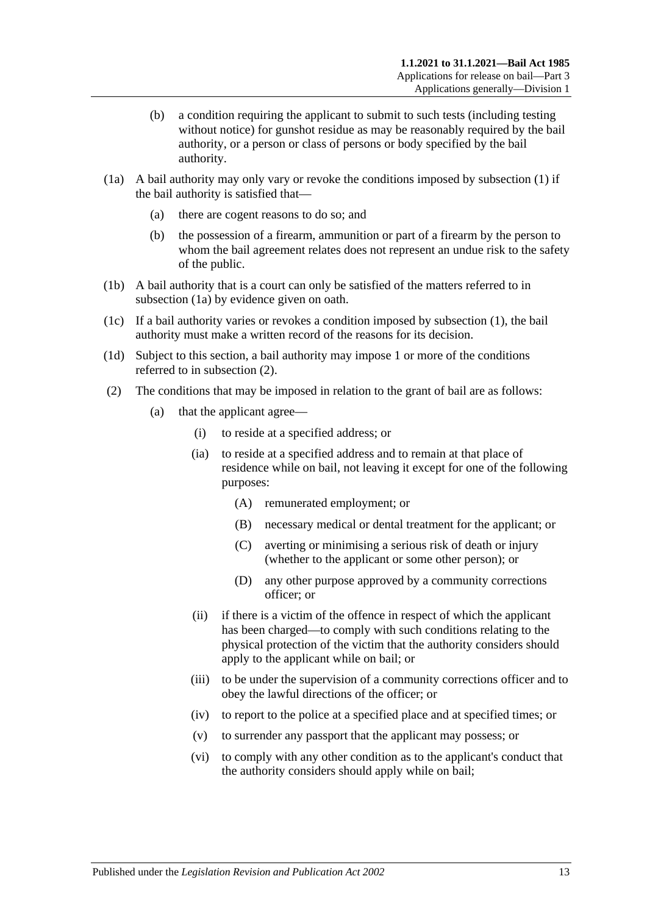(b) a condition requiring the applicant to submit to such tests (including testing without notice) for gunshot residue as may be reasonably required by the bail authority, or a person or class of persons or body specified by the bail authority.

(1a) A bail authority may only vary or revoke the conditions imposed by subsection (1) if the bail authority is satisfied that—

(a) there are cogent reasons to do so; and

(b) the possession of a firearm, ammunition or part of a firearm by the person to whom the bail agreement relates does not represent an undue risk to the safety of the public.

(1b) A bail authority that is a court can only be satisfied of the matters referred to in subsection (1a) by evidence given on oath.

(1c) If a bail authority varies or revokes a condition imposed by subsection (1), the bail authority must make a written record of the reasons for its decision.

(1d) Subject to this section, a bail authority may impose 1 or more of the conditions referred to in subsection (2).

(2) The conditions that may be imposed in relation to the grant of bail are as follows:

(a) that the applicant agree—

(i) to reside at a specified address; or

(ia) to reside at a specified address and to remain at that place of residence while on bail, not leaving it except for one of the following purposes:

(A) remunerated employment; or

(B) necessary medical or dental treatment for the applicant; or

(C) averting or minimising a serious risk of death or injury (whether to the applicant or some other person); or

(D) any other purpose approved by a community corrections officer; or

(ii) if there is a victim of the offence in respect of which the applicant has been charged—to comply with such conditions relating to the physical protection of the victim that the authority considers should apply to the applicant while on bail; or

(iii) to be under the supervision of a community corrections officer and to obey the lawful directions of the officer; or

(iv) to report to the police at a specified place and at specified times; or

(v) to surrender any passport that the applicant may possess; or

(vi) to comply with any other condition as to the applicant's conduct that the authority considers should apply while on bail;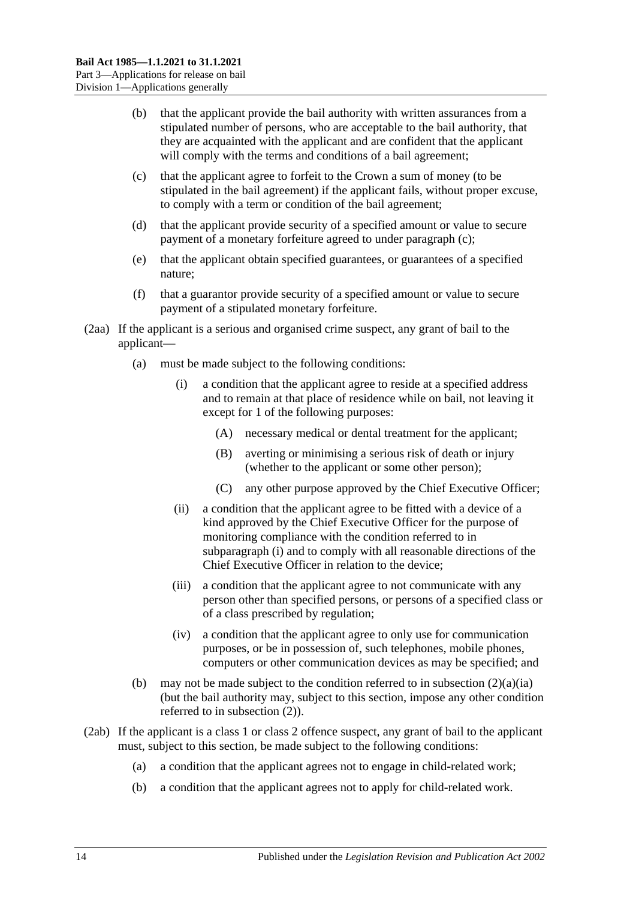- (b) that the applicant provide the bail authority with written assurances from a stipulated number of persons, who are acceptable to the bail authority, that they are acquainted with the applicant and are confident that the applicant will comply with the terms and conditions of a bail agreement;
- (c) that the applicant agree to forfeit to the Crown a sum of money (to be stipulated in the bail agreement) if the applicant fails, without proper excuse, to comply with a term or condition of the bail agreement;
- (d) that the applicant provide security of a specified amount or value to secure payment of a monetary forfeiture agreed to under paragraph (c);
- (e) that the applicant obtain specified guarantees, or guarantees of a specified nature;
- (f) that a guarantor provide security of a specified amount or value to secure payment of a stipulated monetary forfeiture.

(2aa) If the applicant is a serious and organised crime suspect, any grant of bail to the applicant—

- (a) must be made subject to the following conditions:
  - (i) a condition that the applicant agree to reside at a specified address and to remain at that place of residence while on bail, not leaving it except for 1 of the following purposes:
    - (A) necessary medical or dental treatment for the applicant;
    - (B) averting or minimising a serious risk of death or injury (whether to the applicant or some other person);
    - (C) any other purpose approved by the Chief Executive Officer;
  - (ii) a condition that the applicant agree to be fitted with a device of a kind approved by the Chief Executive Officer for the purpose of monitoring compliance with the condition referred to in subparagraph (i) and to comply with all reasonable directions of the Chief Executive Officer in relation to the device;
  - (iii) a condition that the applicant agree to not communicate with any person other than specified persons, or persons of a specified class or of a class prescribed by regulation;
  - (iv) a condition that the applicant agree to only use for communication purposes, or be in possession of, such telephones, mobile phones, computers or other communication devices as may be specified; and
- (b) may not be made subject to the condition referred to in subsection (2)(a)(ia) (but the bail authority may, subject to this section, impose any other condition referred to in subsection (2)).

(2ab) If the applicant is a class 1 or class 2 offence suspect, any grant of bail to the applicant must, subject to this section, be made subject to the following conditions:

- (a) a condition that the applicant agrees not to engage in child-related work;
- (b) a condition that the applicant agrees not to apply for child-related work.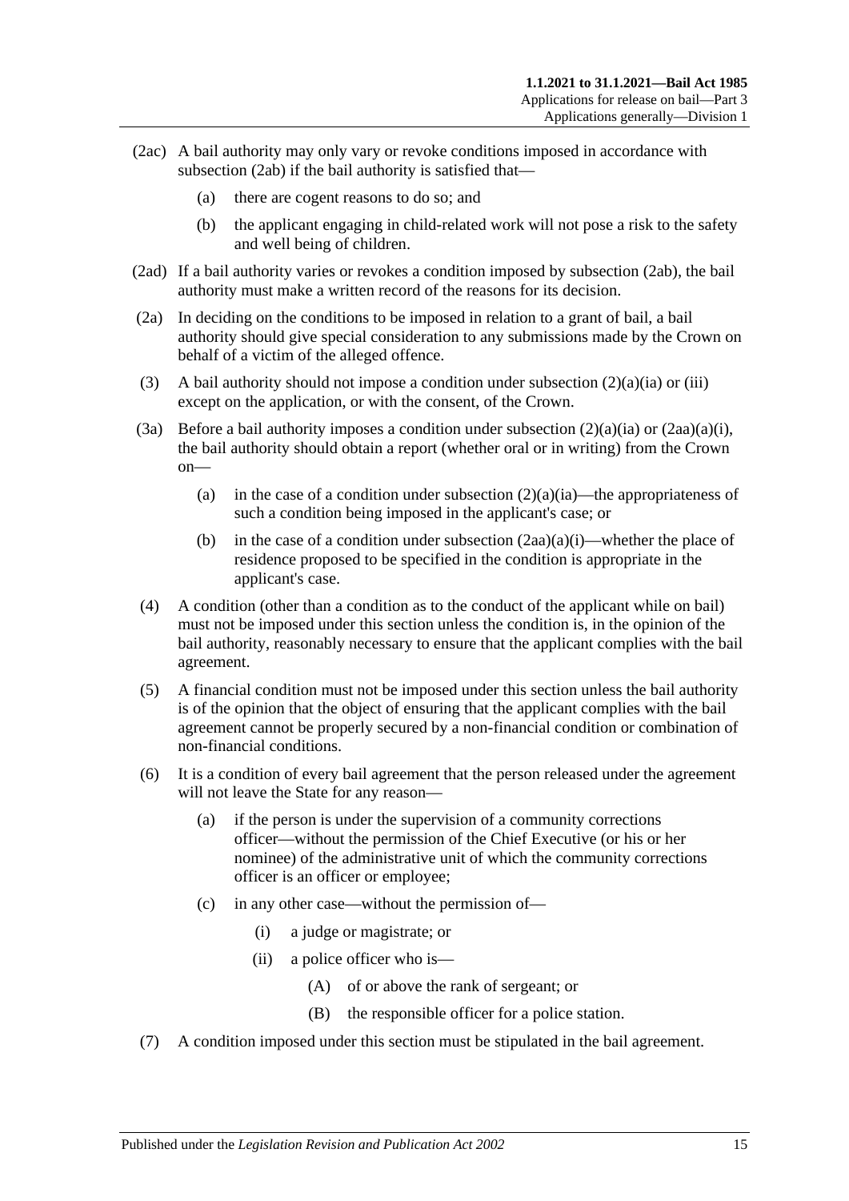(2ac) A bail authority may only vary or revoke conditions imposed in accordance with subsection (2ab) if the bail authority is satisfied that—

  (a) there are cogent reasons to do so; and

  (b) the applicant engaging in child-related work will not pose a risk to the safety and well being of children.

(2ad) If a bail authority varies or revokes a condition imposed by subsection (2ab), the bail authority must make a written record of the reasons for its decision.

(2a) In deciding on the conditions to be imposed in relation to a grant of bail, a bail authority should give special consideration to any submissions made by the Crown on behalf of a victim of the alleged offence.

(3) A bail authority should not impose a condition under subsection (2)(a)(ia) or (iii) except on the application, or with the consent, of the Crown.

(3a) Before a bail authority imposes a condition under subsection (2)(a)(ia) or (2aa)(a)(i), the bail authority should obtain a report (whether oral or in writing) from the Crown on—

  (a) in the case of a condition under subsection (2)(a)(ia)—the appropriateness of such a condition being imposed in the applicant's case; or

  (b) in the case of a condition under subsection (2aa)(a)(i)—whether the place of residence proposed to be specified in the condition is appropriate in the applicant's case.

(4) A condition (other than a condition as to the conduct of the applicant while on bail) must not be imposed under this section unless the condition is, in the opinion of the bail authority, reasonably necessary to ensure that the applicant complies with the bail agreement.

(5) A financial condition must not be imposed under this section unless the bail authority is of the opinion that the object of ensuring that the applicant complies with the bail agreement cannot be properly secured by a non-financial condition or combination of non-financial conditions.

(6) It is a condition of every bail agreement that the person released under the agreement will not leave the State for any reason—

  (a) if the person is under the supervision of a community corrections officer—without the permission of the Chief Executive (or his or her nominee) of the administrative unit of which the community corrections officer is an officer or employee;

  (c) in any other case—without the permission of—

    (i) a judge or magistrate; or

    (ii) a police officer who is—

      (A) of or above the rank of sergeant; or

      (B) the responsible officer for a police station.

(7) A condition imposed under this section must be stipulated in the bail agreement.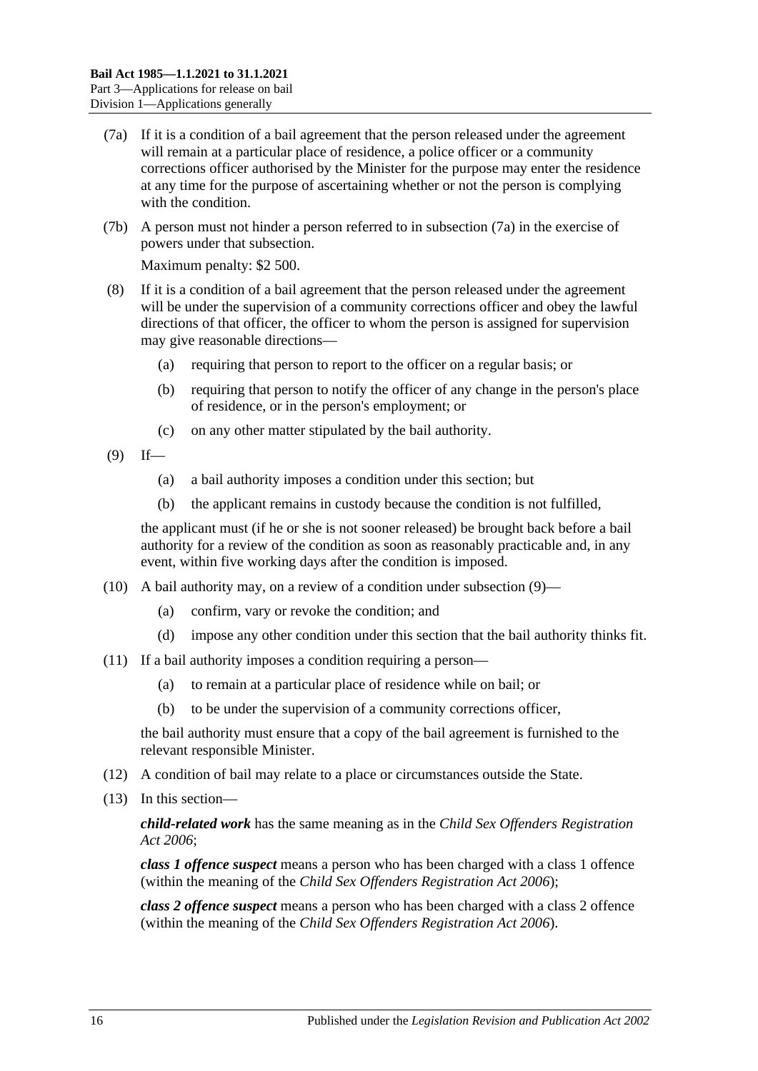(7a) If it is a condition of a bail agreement that the person released under the agreement will remain at a particular place of residence, a police officer or a community corrections officer authorised by the Minister for the purpose may enter the residence at any time for the purpose of ascertaining whether or not the person is complying with the condition.

(7b) A person must not hinder a person referred to in subsection (7a) in the exercise of powers under that subsection.

Maximum penalty: $2 500.

(8) If it is a condition of a bail agreement that the person released under the agreement will be under the supervision of a community corrections officer and obey the lawful directions of that officer, the officer to whom the person is assigned for supervision may give reasonable directions—

- (a) requiring that person to report to the officer on a regular basis; or
- (b) requiring that person to notify the officer of any change in the person's place of residence, or in the person's employment; or
- (c) on any other matter stipulated by the bail authority.

(9) If—

- (a) a bail authority imposes a condition under this section; but
- (b) the applicant remains in custody because the condition is not fulfilled,

the applicant must (if he or she is not sooner released) be brought back before a bail authority for a review of the condition as soon as reasonably practicable and, in any event, within five working days after the condition is imposed.

(10) A bail authority may, on a review of a condition under subsection (9)—

- (a) confirm, vary or revoke the condition; and
- (d) impose any other condition under this section that the bail authority thinks fit.

(11) If a bail authority imposes a condition requiring a person—

- (a) to remain at a particular place of residence while on bail; or
- (b) to be under the supervision of a community corrections officer,

the bail authority must ensure that a copy of the bail agreement is furnished to the relevant responsible Minister.

(12) A condition of bail may relate to a place or circumstances outside the State.

(13) In this section—

***child-related work*** has the same meaning as in the *Child Sex Offenders Registration Act 2006*;

***class 1 offence suspect*** means a person who has been charged with a class 1 offence (within the meaning of the *Child Sex Offenders Registration Act 2006*);

***class 2 offence suspect*** means a person who has been charged with a class 2 offence (within the meaning of the *Child Sex Offenders Registration Act 2006*).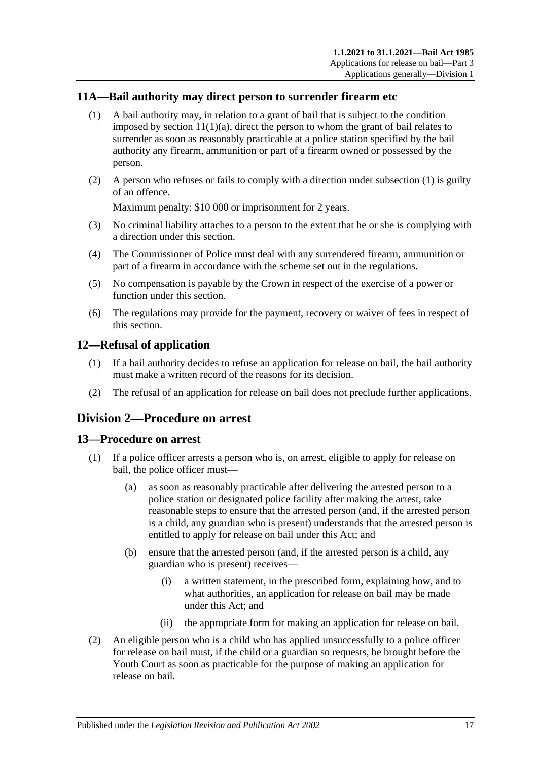## 11A—Bail authority may direct person to surrender firearm etc

(1) A bail authority may, in relation to a grant of bail that is subject to the condition imposed by section 11(1)(a), direct the person to whom the grant of bail relates to surrender as soon as reasonably practicable at a police station specified by the bail authority any firearm, ammunition or part of a firearm owned or possessed by the person.

(2) A person who refuses or fails to comply with a direction under subsection (1) is guilty of an offence.

Maximum penalty: $10 000 or imprisonment for 2 years.

(3) No criminal liability attaches to a person to the extent that he or she is complying with a direction under this section.

(4) The Commissioner of Police must deal with any surrendered firearm, ammunition or part of a firearm in accordance with the scheme set out in the regulations.

(5) No compensation is payable by the Crown in respect of the exercise of a power or function under this section.

(6) The regulations may provide for the payment, recovery or waiver of fees in respect of this section.

## 12—Refusal of application

(1) If a bail authority decides to refuse an application for release on bail, the bail authority must make a written record of the reasons for its decision.

(2) The refusal of an application for release on bail does not preclude further applications.

# Division 2—Procedure on arrest

## 13—Procedure on arrest

(1) If a police officer arrests a person who is, on arrest, eligible to apply for release on bail, the police officer must—

(a) as soon as reasonably practicable after delivering the arrested person to a police station or designated police facility after making the arrest, take reasonable steps to ensure that the arrested person (and, if the arrested person is a child, any guardian who is present) understands that the arrested person is entitled to apply for release on bail under this Act; and

(b) ensure that the arrested person (and, if the arrested person is a child, any guardian who is present) receives—

(i) a written statement, in the prescribed form, explaining how, and to what authorities, an application for release on bail may be made under this Act; and

(ii) the appropriate form for making an application for release on bail.

(2) An eligible person who is a child who has applied unsuccessfully to a police officer for release on bail must, if the child or a guardian so requests, be brought before the Youth Court as soon as practicable for the purpose of making an application for release on bail.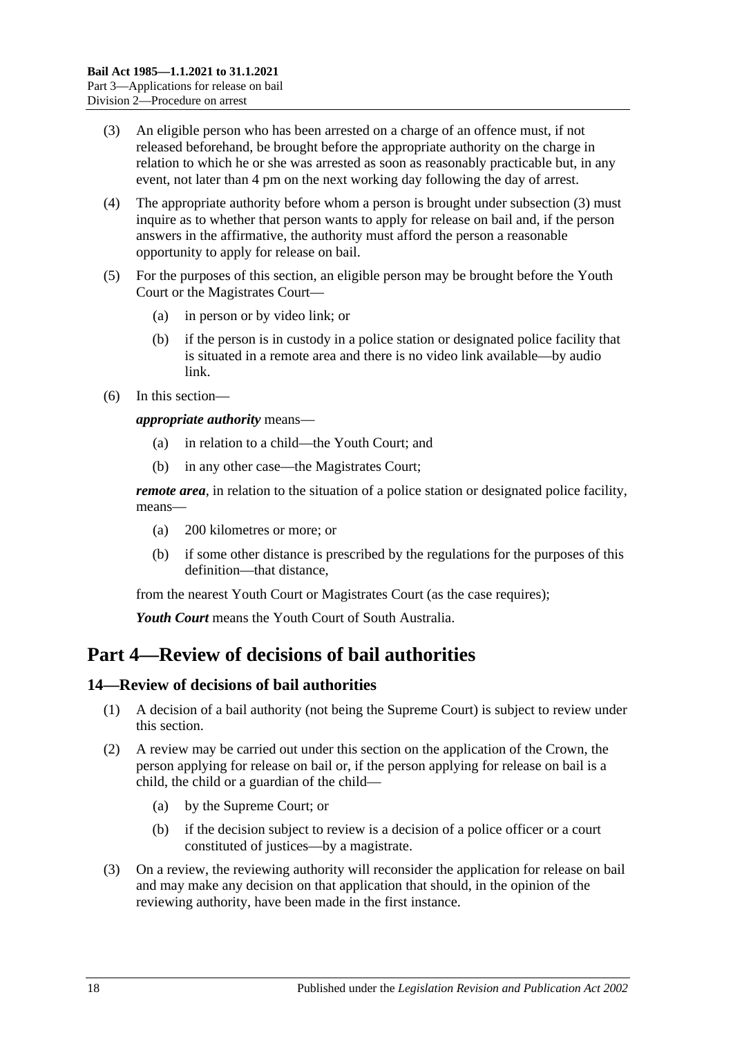(3) An eligible person who has been arrested on a charge of an offence must, if not released beforehand, be brought before the appropriate authority on the charge in relation to which he or she was arrested as soon as reasonably practicable but, in any event, not later than 4 pm on the next working day following the day of arrest.

(4) The appropriate authority before whom a person is brought under subsection (3) must inquire as to whether that person wants to apply for release on bail and, if the person answers in the affirmative, the authority must afford the person a reasonable opportunity to apply for release on bail.

(5) For the purposes of this section, an eligible person may be brought before the Youth Court or the Magistrates Court—

- (a) in person or by video link; or
- (b) if the person is in custody in a police station or designated police facility that is situated in a remote area and there is no video link available—by audio link.

(6) In this section—

***appropriate authority*** means—

- (a) in relation to a child—the Youth Court; and
- (b) in any other case—the Magistrates Court;

***remote area***, in relation to the situation of a police station or designated police facility, means—

- (a) 200 kilometres or more; or
- (b) if some other distance is prescribed by the regulations for the purposes of this definition—that distance,

from the nearest Youth Court or Magistrates Court (as the case requires);

***Youth Court*** means the Youth Court of South Australia.

# Part 4—Review of decisions of bail authorities

## 14—Review of decisions of bail authorities

(1) A decision of a bail authority (not being the Supreme Court) is subject to review under this section.

(2) A review may be carried out under this section on the application of the Crown, the person applying for release on bail or, if the person applying for release on bail is a child, the child or a guardian of the child—

- (a) by the Supreme Court; or
- (b) if the decision subject to review is a decision of a police officer or a court constituted of justices—by a magistrate.

(3) On a review, the reviewing authority will reconsider the application for release on bail and may make any decision on that application that should, in the opinion of the reviewing authority, have been made in the first instance.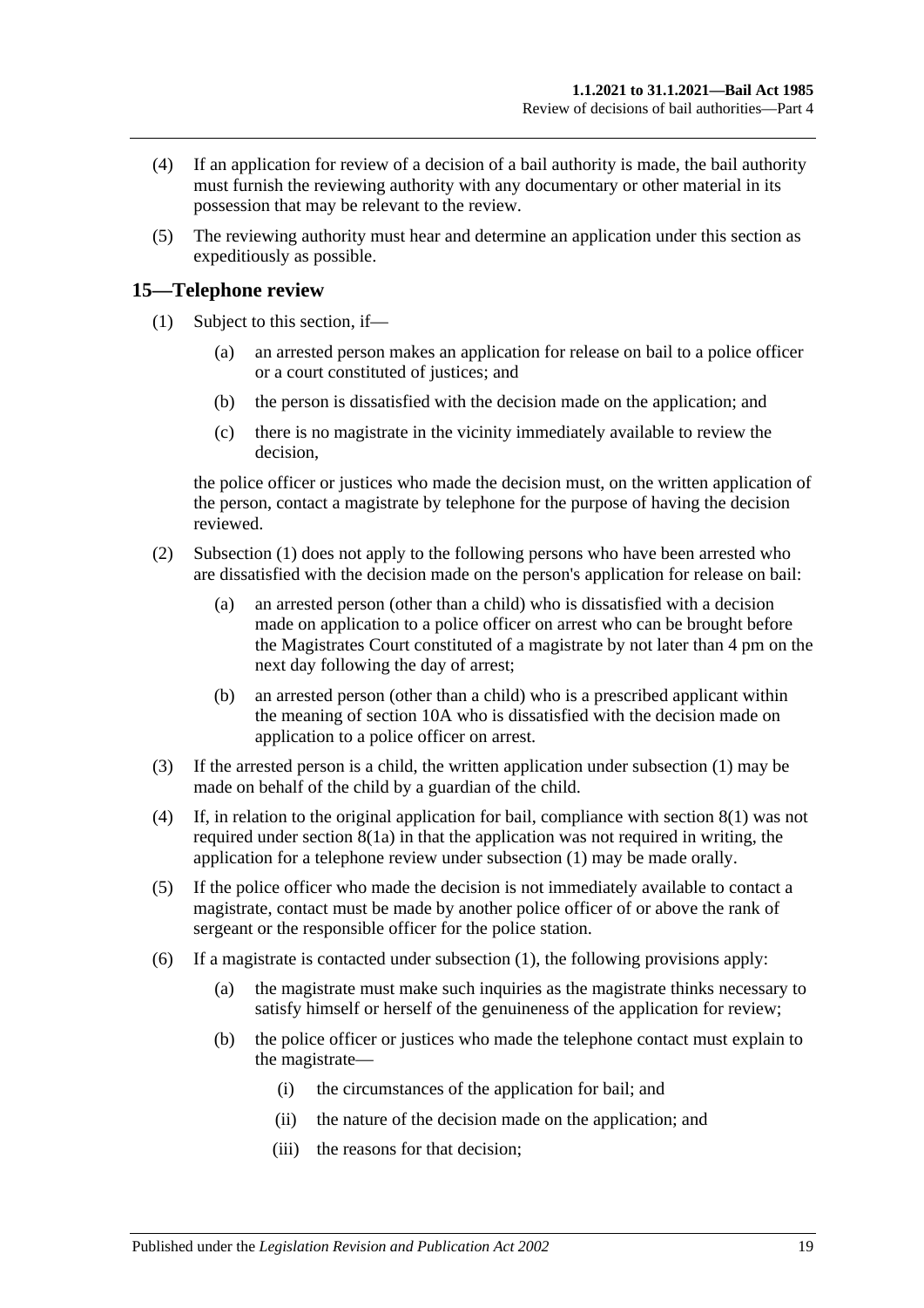(4) If an application for review of a decision of a bail authority is made, the bail authority must furnish the reviewing authority with any documentary or other material in its possession that may be relevant to the review.

(5) The reviewing authority must hear and determine an application under this section as expeditiously as possible.

## 15—Telephone review

(1) Subject to this section, if—

   (a) an arrested person makes an application for release on bail to a police officer or a court constituted of justices; and

   (b) the person is dissatisfied with the decision made on the application; and

   (c) there is no magistrate in the vicinity immediately available to review the decision,

the police officer or justices who made the decision must, on the written application of the person, contact a magistrate by telephone for the purpose of having the decision reviewed.

(2) Subsection (1) does not apply to the following persons who have been arrested who are dissatisfied with the decision made on the person's application for release on bail:

   (a) an arrested person (other than a child) who is dissatisfied with a decision made on application to a police officer on arrest who can be brought before the Magistrates Court constituted of a magistrate by not later than 4 pm on the next day following the day of arrest;

   (b) an arrested person (other than a child) who is a prescribed applicant within the meaning of section 10A who is dissatisfied with the decision made on application to a police officer on arrest.

(3) If the arrested person is a child, the written application under subsection (1) may be made on behalf of the child by a guardian of the child.

(4) If, in relation to the original application for bail, compliance with section 8(1) was not required under section 8(1a) in that the application was not required in writing, the application for a telephone review under subsection (1) may be made orally.

(5) If the police officer who made the decision is not immediately available to contact a magistrate, contact must be made by another police officer of or above the rank of sergeant or the responsible officer for the police station.

(6) If a magistrate is contacted under subsection (1), the following provisions apply:

   (a) the magistrate must make such inquiries as the magistrate thinks necessary to satisfy himself or herself of the genuineness of the application for review;

   (b) the police officer or justices who made the telephone contact must explain to the magistrate—

      (i) the circumstances of the application for bail; and

      (ii) the nature of the decision made on the application; and

      (iii) the reasons for that decision;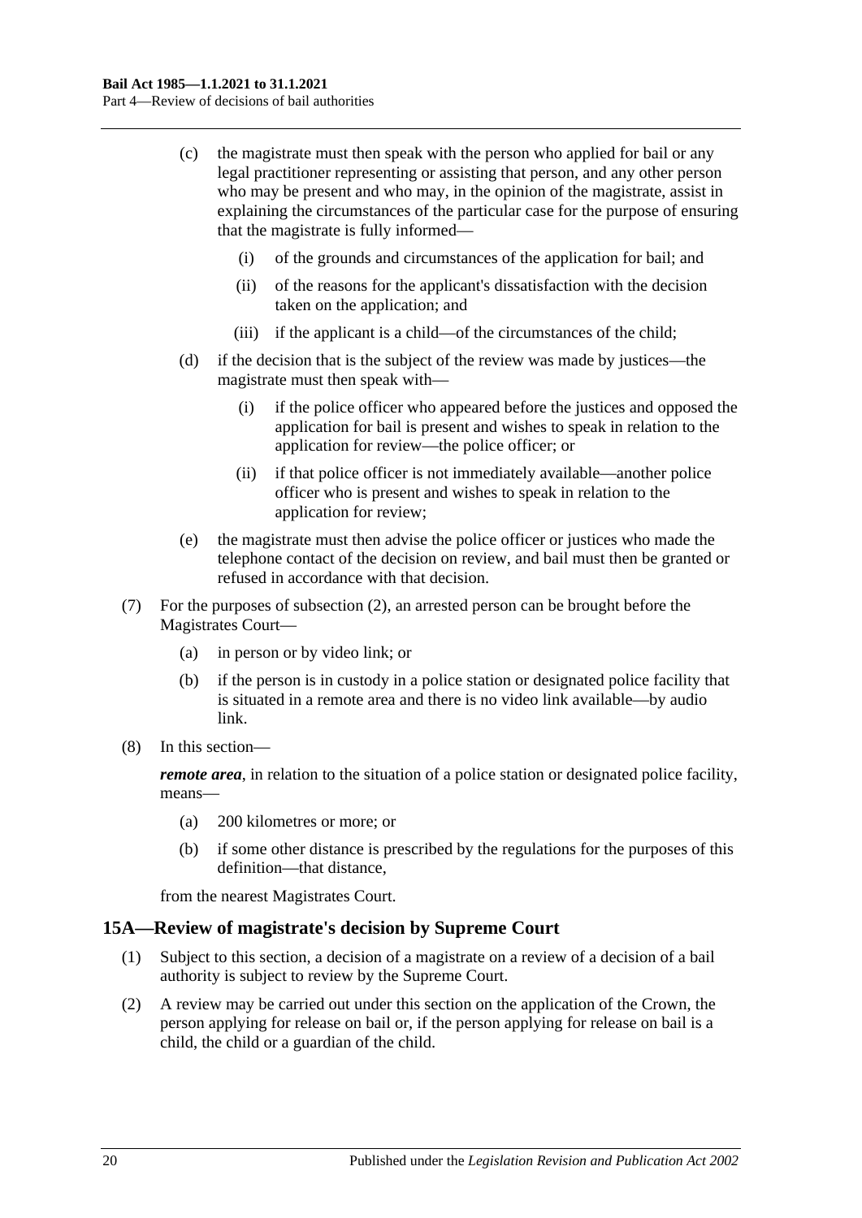(c) the magistrate must then speak with the person who applied for bail or any legal practitioner representing or assisting that person, and any other person who may be present and who may, in the opinion of the magistrate, assist in explaining the circumstances of the particular case for the purpose of ensuring that the magistrate is fully informed—

(i) of the grounds and circumstances of the application for bail; and

(ii) of the reasons for the applicant's dissatisfaction with the decision taken on the application; and

(iii) if the applicant is a child—of the circumstances of the child;

(d) if the decision that is the subject of the review was made by justices—the magistrate must then speak with—

(i) if the police officer who appeared before the justices and opposed the application for bail is present and wishes to speak in relation to the application for review—the police officer; or

(ii) if that police officer is not immediately available—another police officer who is present and wishes to speak in relation to the application for review;

(e) the magistrate must then advise the police officer or justices who made the telephone contact of the decision on review, and bail must then be granted or refused in accordance with that decision.

(7) For the purposes of subsection (2), an arrested person can be brought before the Magistrates Court—

(a) in person or by video link; or

(b) if the person is in custody in a police station or designated police facility that is situated in a remote area and there is no video link available—by audio link.

(8) In this section—

***remote area***, in relation to the situation of a police station or designated police facility, means—

(a) 200 kilometres or more; or

(b) if some other distance is prescribed by the regulations for the purposes of this definition—that distance,

from the nearest Magistrates Court.

## 15A—Review of magistrate's decision by Supreme Court

(1) Subject to this section, a decision of a magistrate on a review of a decision of a bail authority is subject to review by the Supreme Court.

(2) A review may be carried out under this section on the application of the Crown, the person applying for release on bail or, if the person applying for release on bail is a child, the child or a guardian of the child.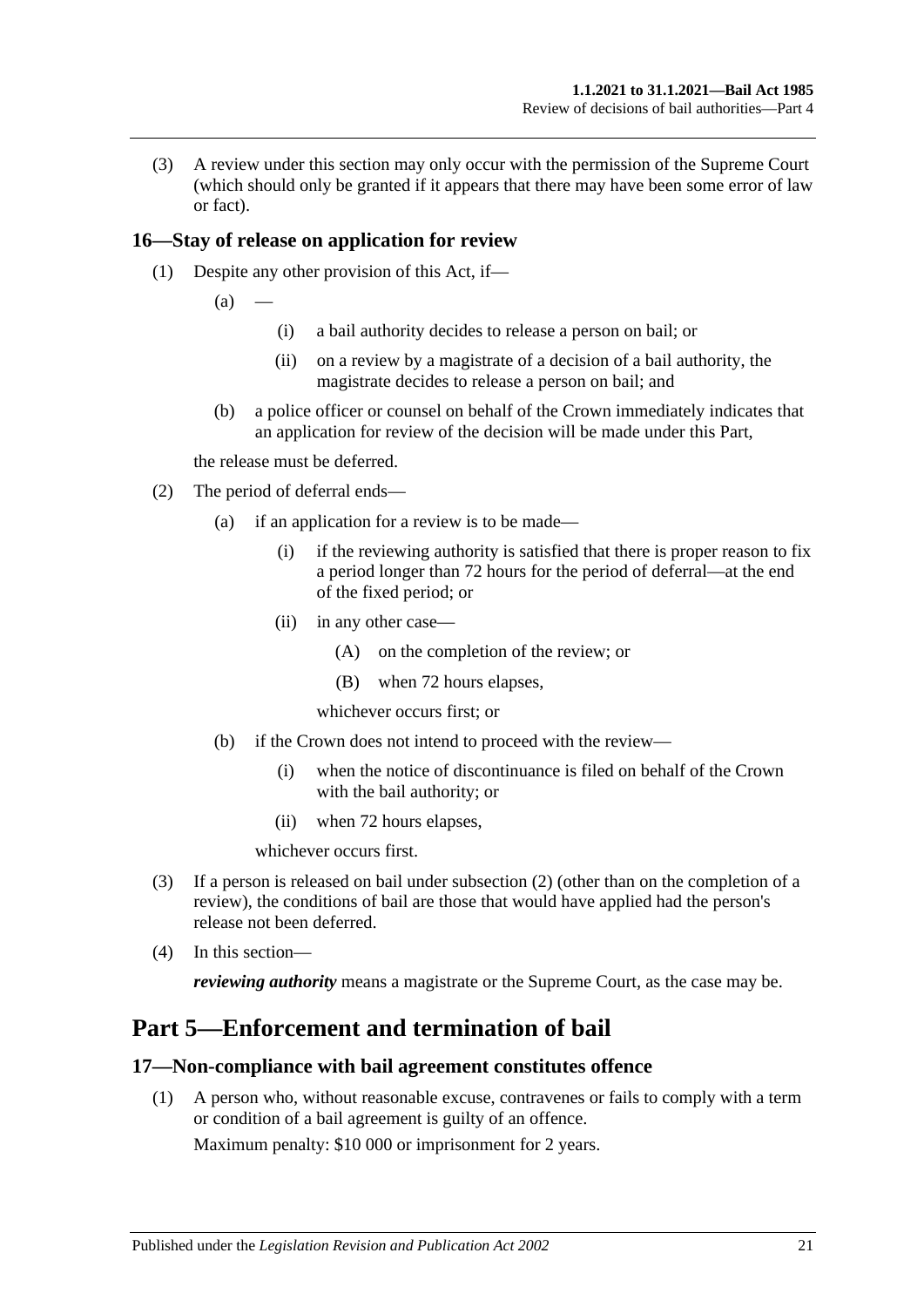(3) A review under this section may only occur with the permission of the Supreme Court (which should only be granted if it appears that there may have been some error of law or fact).

### 16—Stay of release on application for review

(1) Despite any other provision of this Act, if—

(a) —

(i) a bail authority decides to release a person on bail; or

(ii) on a review by a magistrate of a decision of a bail authority, the magistrate decides to release a person on bail; and

(b) a police officer or counsel on behalf of the Crown immediately indicates that an application for review of the decision will be made under this Part,

the release must be deferred.

(2) The period of deferral ends—

(a) if an application for a review is to be made—

(i) if the reviewing authority is satisfied that there is proper reason to fix a period longer than 72 hours for the period of deferral—at the end of the fixed period; or

(ii) in any other case—

(A) on the completion of the review; or

(B) when 72 hours elapses,

whichever occurs first; or

(b) if the Crown does not intend to proceed with the review—

(i) when the notice of discontinuance is filed on behalf of the Crown with the bail authority; or

(ii) when 72 hours elapses,

whichever occurs first.

(3) If a person is released on bail under subsection (2) (other than on the completion of a review), the conditions of bail are those that would have applied had the person's release not been deferred.

(4) In this section—

***reviewing authority*** means a magistrate or the Supreme Court, as the case may be.

## Part 5—Enforcement and termination of bail

### 17—Non-compliance with bail agreement constitutes offence

(1) A person who, without reasonable excuse, contravenes or fails to comply with a term or condition of a bail agreement is guilty of an offence.

Maximum penalty: $10 000 or imprisonment for 2 years.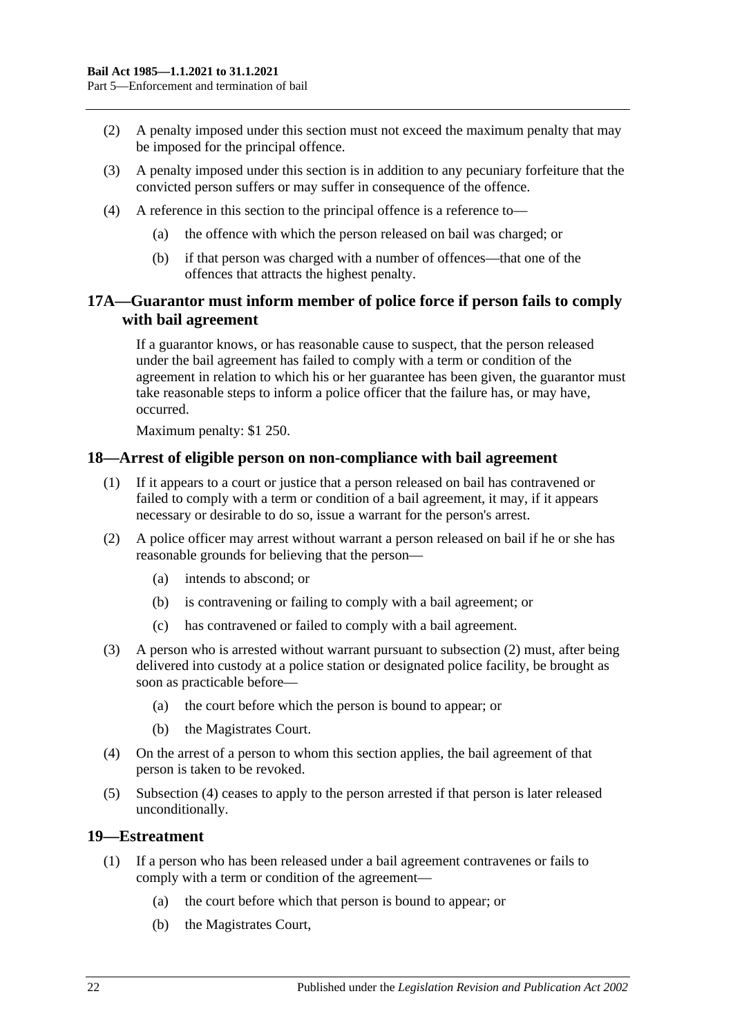(2) A penalty imposed under this section must not exceed the maximum penalty that may be imposed for the principal offence.

(3) A penalty imposed under this section is in addition to any pecuniary forfeiture that the convicted person suffers or may suffer in consequence of the offence.

(4) A reference in this section to the principal offence is a reference to—

(a) the offence with which the person released on bail was charged; or

(b) if that person was charged with a number of offences—that one of the offences that attracts the highest penalty.

## 17A—Guarantor must inform member of police force if person fails to comply with bail agreement

If a guarantor knows, or has reasonable cause to suspect, that the person released under the bail agreement has failed to comply with a term or condition of the agreement in relation to which his or her guarantee has been given, the guarantor must take reasonable steps to inform a police officer that the failure has, or may have, occurred.

Maximum penalty: $1 250.

## 18—Arrest of eligible person on non-compliance with bail agreement

(1) If it appears to a court or justice that a person released on bail has contravened or failed to comply with a term or condition of a bail agreement, it may, if it appears necessary or desirable to do so, issue a warrant for the person's arrest.

(2) A police officer may arrest without warrant a person released on bail if he or she has reasonable grounds for believing that the person—

(a) intends to abscond; or

(b) is contravening or failing to comply with a bail agreement; or

(c) has contravened or failed to comply with a bail agreement.

(3) A person who is arrested without warrant pursuant to subsection (2) must, after being delivered into custody at a police station or designated police facility, be brought as soon as practicable before—

(a) the court before which the person is bound to appear; or

(b) the Magistrates Court.

(4) On the arrest of a person to whom this section applies, the bail agreement of that person is taken to be revoked.

(5) Subsection (4) ceases to apply to the person arrested if that person is later released unconditionally.

## 19—Estreatment

(1) If a person who has been released under a bail agreement contravenes or fails to comply with a term or condition of the agreement—

(a) the court before which that person is bound to appear; or

(b) the Magistrates Court,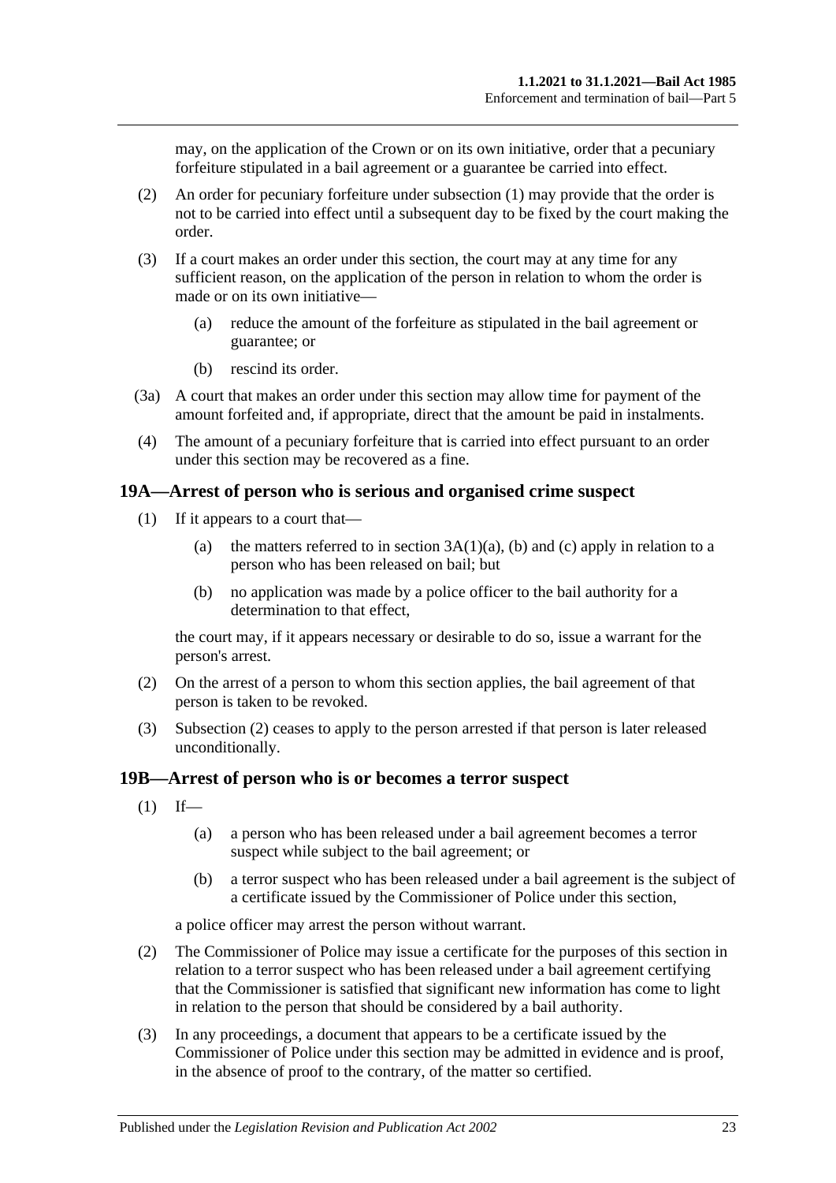may, on the application of the Crown or on its own initiative, order that a pecuniary forfeiture stipulated in a bail agreement or a guarantee be carried into effect.

(2) An order for pecuniary forfeiture under subsection (1) may provide that the order is not to be carried into effect until a subsequent day to be fixed by the court making the order.

(3) If a court makes an order under this section, the court may at any time for any sufficient reason, on the application of the person in relation to whom the order is made or on its own initiative—

(a) reduce the amount of the forfeiture as stipulated in the bail agreement or guarantee; or

(b) rescind its order.

(3a) A court that makes an order under this section may allow time for payment of the amount forfeited and, if appropriate, direct that the amount be paid in instalments.

(4) The amount of a pecuniary forfeiture that is carried into effect pursuant to an order under this section may be recovered as a fine.

## 19A—Arrest of person who is serious and organised crime suspect

(1) If it appears to a court that—

(a) the matters referred to in section 3A(1)(a), (b) and (c) apply in relation to a person who has been released on bail; but

(b) no application was made by a police officer to the bail authority for a determination to that effect,

the court may, if it appears necessary or desirable to do so, issue a warrant for the person's arrest.

(2) On the arrest of a person to whom this section applies, the bail agreement of that person is taken to be revoked.

(3) Subsection (2) ceases to apply to the person arrested if that person is later released unconditionally.

## 19B—Arrest of person who is or becomes a terror suspect

(1) If—

(a) a person who has been released under a bail agreement becomes a terror suspect while subject to the bail agreement; or

(b) a terror suspect who has been released under a bail agreement is the subject of a certificate issued by the Commissioner of Police under this section,

a police officer may arrest the person without warrant.

(2) The Commissioner of Police may issue a certificate for the purposes of this section in relation to a terror suspect who has been released under a bail agreement certifying that the Commissioner is satisfied that significant new information has come to light in relation to the person that should be considered by a bail authority.

(3) In any proceedings, a document that appears to be a certificate issued by the Commissioner of Police under this section may be admitted in evidence and is proof, in the absence of proof to the contrary, of the matter so certified.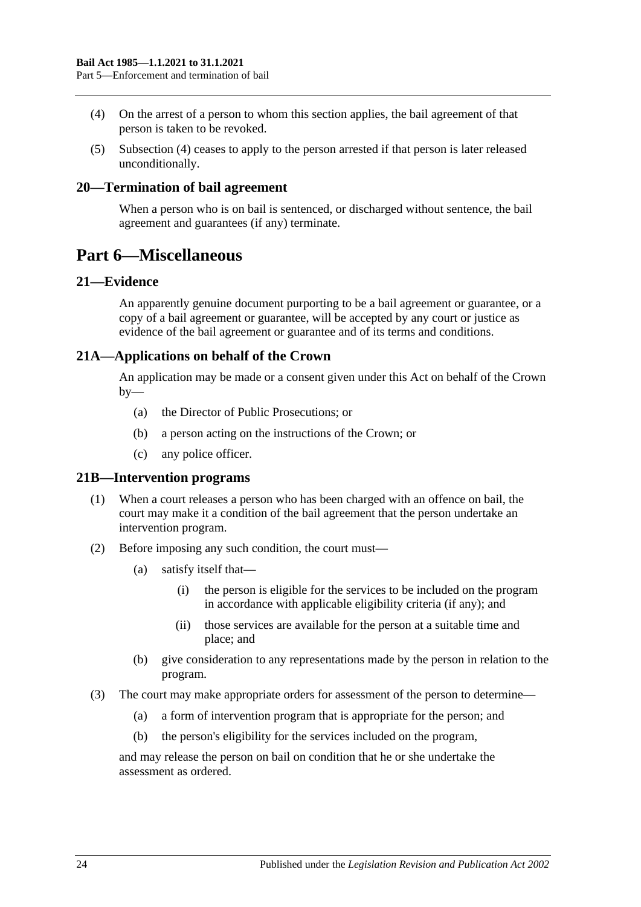(4) On the arrest of a person to whom this section applies, the bail agreement of that person is taken to be revoked.

(5) Subsection (4) ceases to apply to the person arrested if that person is later released unconditionally.

## 20—Termination of bail agreement

When a person who is on bail is sentenced, or discharged without sentence, the bail agreement and guarantees (if any) terminate.

# Part 6—Miscellaneous

## 21—Evidence

An apparently genuine document purporting to be a bail agreement or guarantee, or a copy of a bail agreement or guarantee, will be accepted by any court or justice as evidence of the bail agreement or guarantee and of its terms and conditions.

## 21A—Applications on behalf of the Crown

An application may be made or a consent given under this Act on behalf of the Crown by—

(a) the Director of Public Prosecutions; or

(b) a person acting on the instructions of the Crown; or

(c) any police officer.

## 21B—Intervention programs

(1) When a court releases a person who has been charged with an offence on bail, the court may make it a condition of the bail agreement that the person undertake an intervention program.

(2) Before imposing any such condition, the court must—

(a) satisfy itself that—

(i) the person is eligible for the services to be included on the program in accordance with applicable eligibility criteria (if any); and

(ii) those services are available for the person at a suitable time and place; and

(b) give consideration to any representations made by the person in relation to the program.

(3) The court may make appropriate orders for assessment of the person to determine—

(a) a form of intervention program that is appropriate for the person; and

(b) the person's eligibility for the services included on the program,

and may release the person on bail on condition that he or she undertake the assessment as ordered.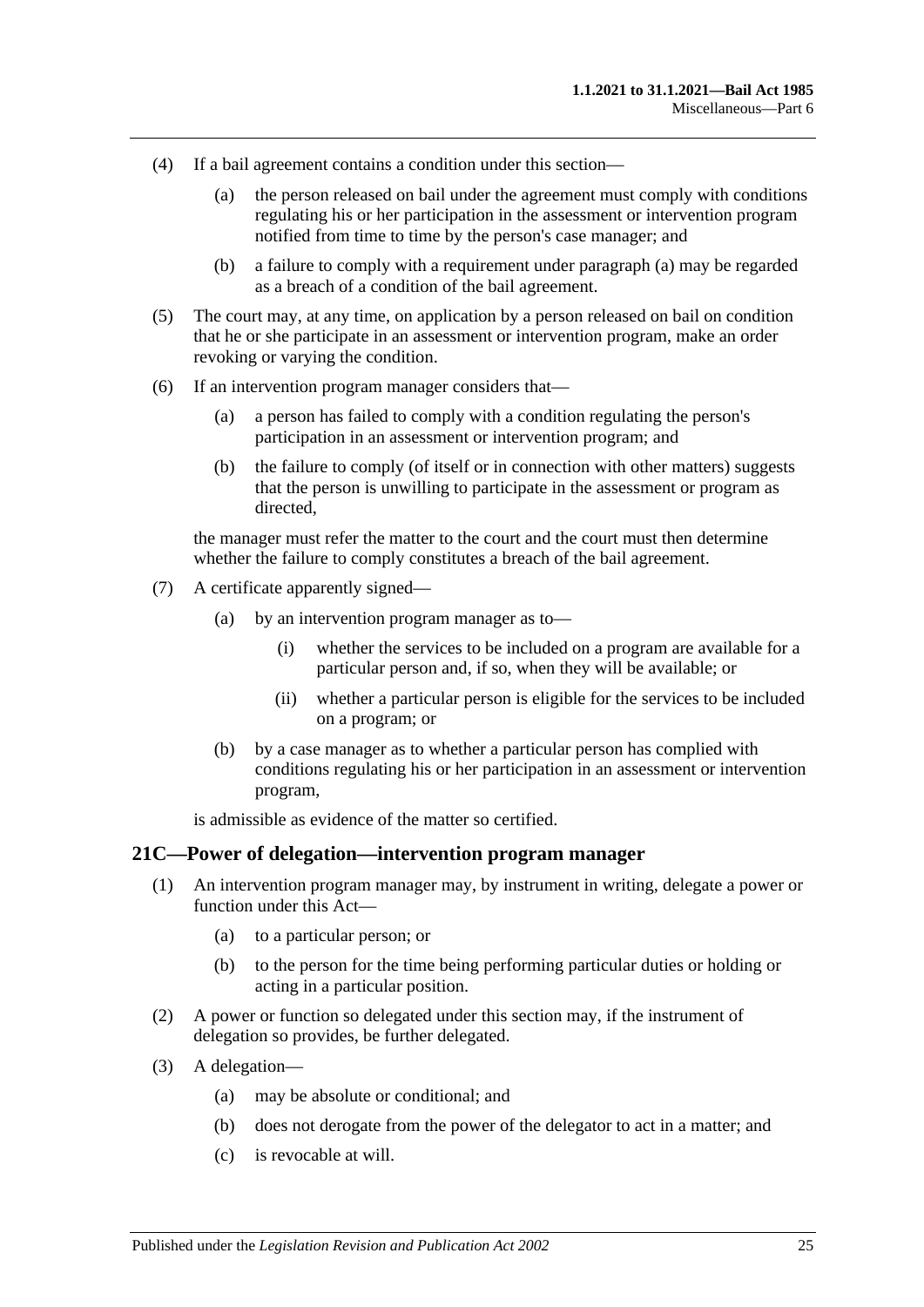(4) If a bail agreement contains a condition under this section—

(a) the person released on bail under the agreement must comply with conditions regulating his or her participation in the assessment or intervention program notified from time to time by the person's case manager; and

(b) a failure to comply with a requirement under paragraph (a) may be regarded as a breach of a condition of the bail agreement.

(5) The court may, at any time, on application by a person released on bail on condition that he or she participate in an assessment or intervention program, make an order revoking or varying the condition.

(6) If an intervention program manager considers that—

(a) a person has failed to comply with a condition regulating the person's participation in an assessment or intervention program; and

(b) the failure to comply (of itself or in connection with other matters) suggests that the person is unwilling to participate in the assessment or program as directed,

the manager must refer the matter to the court and the court must then determine whether the failure to comply constitutes a breach of the bail agreement.

(7) A certificate apparently signed—

(a) by an intervention program manager as to—

(i) whether the services to be included on a program are available for a particular person and, if so, when they will be available; or

(ii) whether a particular person is eligible for the services to be included on a program; or

(b) by a case manager as to whether a particular person has complied with conditions regulating his or her participation in an assessment or intervention program,

is admissible as evidence of the matter so certified.

## 21C—Power of delegation—intervention program manager

(1) An intervention program manager may, by instrument in writing, delegate a power or function under this Act—

(a) to a particular person; or

(b) to the person for the time being performing particular duties or holding or acting in a particular position.

(2) A power or function so delegated under this section may, if the instrument of delegation so provides, be further delegated.

(3) A delegation—

(a) may be absolute or conditional; and

(b) does not derogate from the power of the delegator to act in a matter; and

(c) is revocable at will.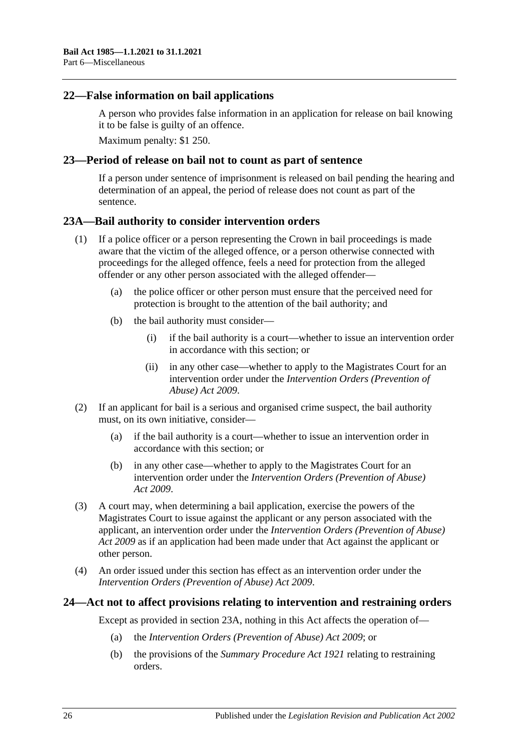## 22—False information on bail applications

A person who provides false information in an application for release on bail knowing it to be false is guilty of an offence.

Maximum penalty: $1 250.

## 23—Period of release on bail not to count as part of sentence

If a person under sentence of imprisonment is released on bail pending the hearing and determination of an appeal, the period of release does not count as part of the sentence.

## 23A—Bail authority to consider intervention orders

(1) If a police officer or a person representing the Crown in bail proceedings is made aware that the victim of the alleged offence, or a person otherwise connected with proceedings for the alleged offence, feels a need for protection from the alleged offender or any other person associated with the alleged offender—

(a) the police officer or other person must ensure that the perceived need for protection is brought to the attention of the bail authority; and

(b) the bail authority must consider—

(i) if the bail authority is a court—whether to issue an intervention order in accordance with this section; or

(ii) in any other case—whether to apply to the Magistrates Court for an intervention order under the *Intervention Orders (Prevention of Abuse) Act 2009*.

(2) If an applicant for bail is a serious and organised crime suspect, the bail authority must, on its own initiative, consider—

(a) if the bail authority is a court—whether to issue an intervention order in accordance with this section; or

(b) in any other case—whether to apply to the Magistrates Court for an intervention order under the *Intervention Orders (Prevention of Abuse) Act 2009*.

(3) A court may, when determining a bail application, exercise the powers of the Magistrates Court to issue against the applicant or any person associated with the applicant, an intervention order under the *Intervention Orders (Prevention of Abuse) Act 2009* as if an application had been made under that Act against the applicant or other person.

(4) An order issued under this section has effect as an intervention order under the *Intervention Orders (Prevention of Abuse) Act 2009*.

## 24—Act not to affect provisions relating to intervention and restraining orders

Except as provided in section 23A, nothing in this Act affects the operation of—

(a) the *Intervention Orders (Prevention of Abuse) Act 2009*; or

(b) the provisions of the *Summary Procedure Act 1921* relating to restraining orders.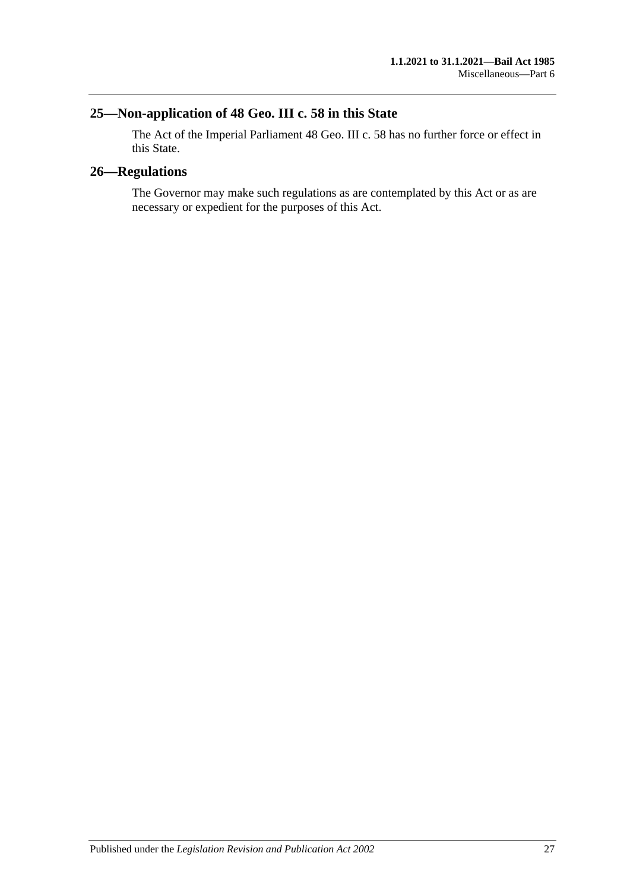## 25—Non-application of 48 Geo. III c. 58 in this State

The Act of the Imperial Parliament 48 Geo. III c. 58 has no further force or effect in this State.

## 26—Regulations

The Governor may make such regulations as are contemplated by this Act or as are necessary or expedient for the purposes of this Act.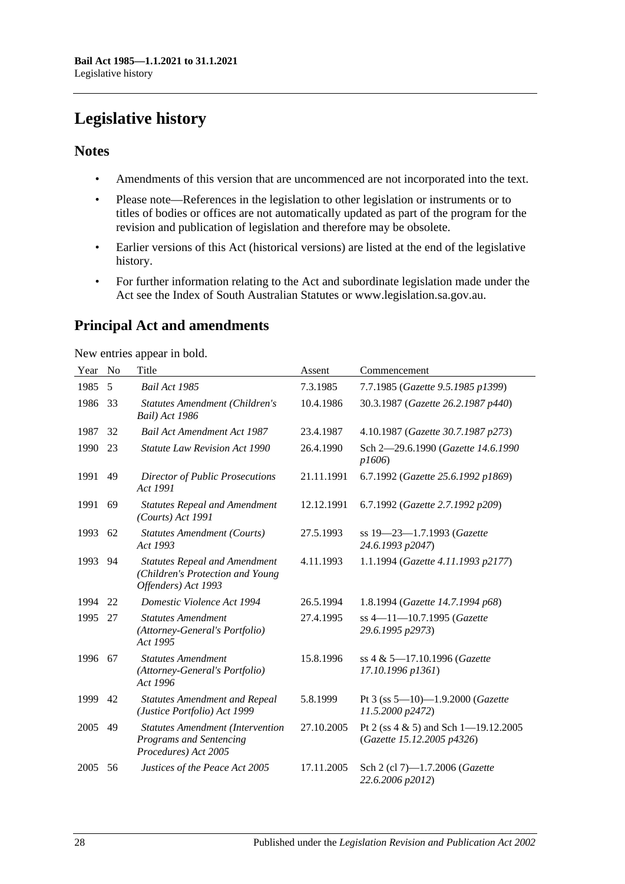# Legislative history

## Notes

- Amendments of this version that are uncommenced are not incorporated into the text.
- Please note—References in the legislation to other legislation or instruments or to titles of bodies or offices are not automatically updated as part of the program for the revision and publication of legislation and therefore may be obsolete.
- Earlier versions of this Act (historical versions) are listed at the end of the legislative history.
- For further information relating to the Act and subordinate legislation made under the Act see the Index of South Australian Statutes or www.legislation.sa.gov.au.

## Principal Act and amendments

New entries appear in bold.

| Year | No | Title | Assent | Commencement |
|---|---|---|---|---|
| 1985 | 5 | *Bail Act 1985* | 7.3.1985 | 7.7.1985 (*Gazette 9.5.1985 p1399*) |
| 1986 | 33 | *Statutes Amendment (Children's Bail) Act 1986* | 10.4.1986 | 30.3.1987 (*Gazette 26.2.1987 p440*) |
| 1987 | 32 | *Bail Act Amendment Act 1987* | 23.4.1987 | 4.10.1987 (*Gazette 30.7.1987 p273*) |
| 1990 | 23 | *Statute Law Revision Act 1990* | 26.4.1990 | Sch 2—29.6.1990 (*Gazette 14.6.1990 p1606*) |
| 1991 | 49 | *Director of Public Prosecutions Act 1991* | 21.11.1991 | 6.7.1992 (*Gazette 25.6.1992 p1869*) |
| 1991 | 69 | *Statutes Repeal and Amendment (Courts) Act 1991* | 12.12.1991 | 6.7.1992 (*Gazette 2.7.1992 p209*) |
| 1993 | 62 | *Statutes Amendment (Courts) Act 1993* | 27.5.1993 | ss 19—23—1.7.1993 (*Gazette 24.6.1993 p2047*) |
| 1993 | 94 | *Statutes Repeal and Amendment (Children's Protection and Young Offenders) Act 1993* | 4.11.1993 | 1.1.1994 (*Gazette 4.11.1993 p2177*) |
| 1994 | 22 | *Domestic Violence Act 1994* | 26.5.1994 | 1.8.1994 (*Gazette 14.7.1994 p68*) |
| 1995 | 27 | *Statutes Amendment (Attorney-General's Portfolio) Act 1995* | 27.4.1995 | ss 4—11—10.7.1995 (*Gazette 29.6.1995 p2973*) |
| 1996 | 67 | *Statutes Amendment (Attorney-General's Portfolio) Act 1996* | 15.8.1996 | ss 4 & 5—17.10.1996 (*Gazette 17.10.1996 p1361*) |
| 1999 | 42 | *Statutes Amendment and Repeal (Justice Portfolio) Act 1999* | 5.8.1999 | Pt 3 (ss 5—10)—1.9.2000 (*Gazette 11.5.2000 p2472*) |
| 2005 | 49 | *Statutes Amendment (Intervention Programs and Sentencing Procedures) Act 2005* | 27.10.2005 | Pt 2 (ss 4 & 5) and Sch 1—19.12.2005 (*Gazette 15.12.2005 p4326*) |
| 2005 | 56 | *Justices of the Peace Act 2005* | 17.11.2005 | Sch 2 (cl 7)—1.7.2006 (*Gazette 22.6.2006 p2012*) |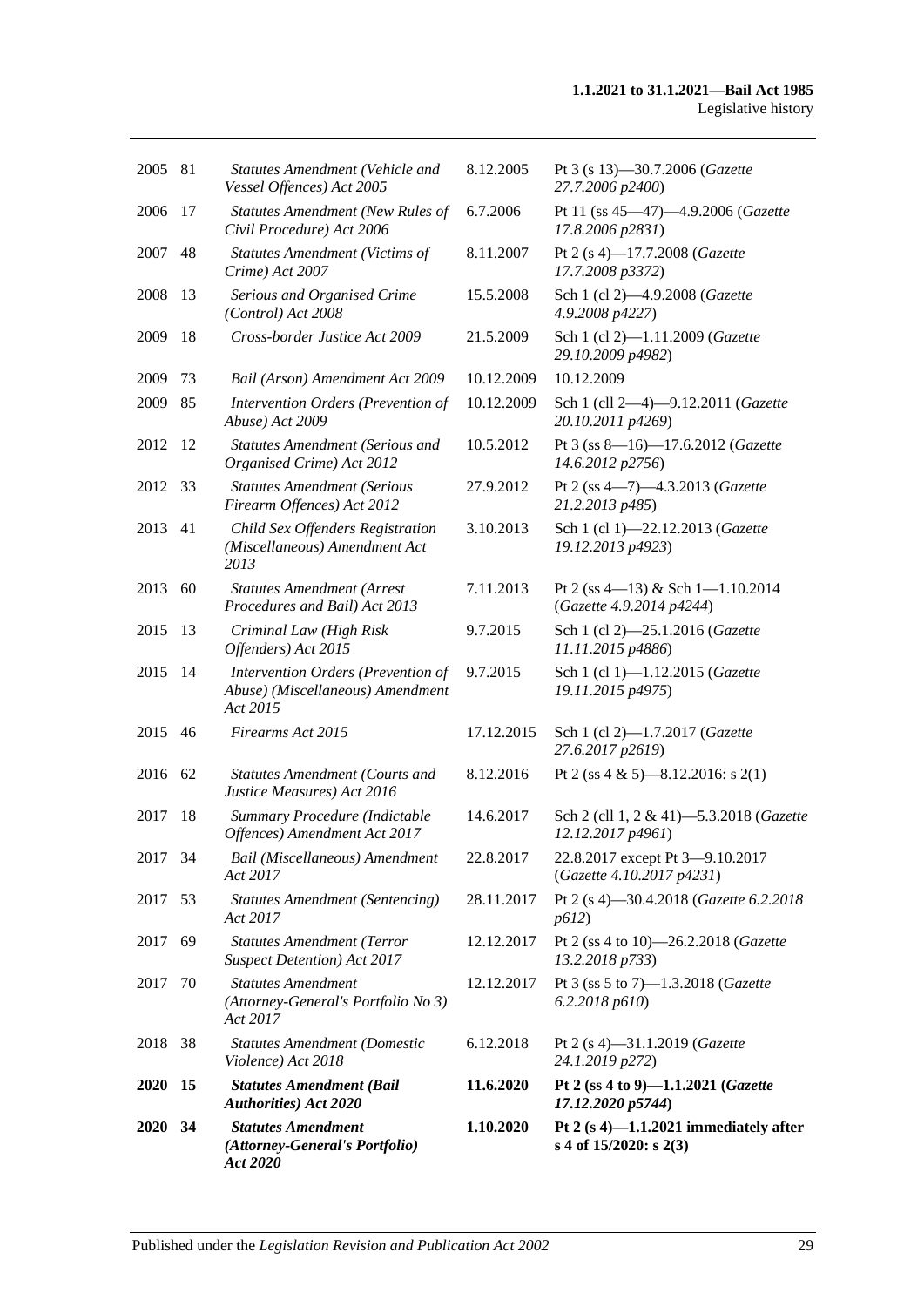| | | | | |
|---|---|---|---|---|
| 2005 | 81 | *Statutes Amendment (Vehicle and Vessel Offences) Act 2005* | 8.12.2005 | Pt 3 (s 13)—30.7.2006 (*Gazette 27.7.2006 p2400*) |
| 2006 | 17 | *Statutes Amendment (New Rules of Civil Procedure) Act 2006* | 6.7.2006 | Pt 11 (ss 45—47)—4.9.2006 (*Gazette 17.8.2006 p2831*) |
| 2007 | 48 | *Statutes Amendment (Victims of Crime) Act 2007* | 8.11.2007 | Pt 2 (s 4)—17.7.2008 (*Gazette 17.7.2008 p3372*) |
| 2008 | 13 | *Serious and Organised Crime (Control) Act 2008* | 15.5.2008 | Sch 1 (cl 2)—4.9.2008 (*Gazette 4.9.2008 p4227*) |
| 2009 | 18 | *Cross-border Justice Act 2009* | 21.5.2009 | Sch 1 (cl 2)—1.11.2009 (*Gazette 29.10.2009 p4982*) |
| 2009 | 73 | *Bail (Arson) Amendment Act 2009* | 10.12.2009 | 10.12.2009 |
| 2009 | 85 | *Intervention Orders (Prevention of Abuse) Act 2009* | 10.12.2009 | Sch 1 (cll 2—4)—9.12.2011 (*Gazette 20.10.2011 p4269*) |
| 2012 | 12 | *Statutes Amendment (Serious and Organised Crime) Act 2012* | 10.5.2012 | Pt 3 (ss 8—16)—17.6.2012 (*Gazette 14.6.2012 p2756*) |
| 2012 | 33 | *Statutes Amendment (Serious Firearm Offences) Act 2012* | 27.9.2012 | Pt 2 (ss 4—7)—4.3.2013 (*Gazette 21.2.2013 p485*) |
| 2013 | 41 | *Child Sex Offenders Registration (Miscellaneous) Amendment Act 2013* | 3.10.2013 | Sch 1 (cl 1)—22.12.2013 (*Gazette 19.12.2013 p4923*) |
| 2013 | 60 | *Statutes Amendment (Arrest Procedures and Bail) Act 2013* | 7.11.2013 | Pt 2 (ss 4—13) & Sch 1—1.10.2014 (*Gazette 4.9.2014 p4244*) |
| 2015 | 13 | *Criminal Law (High Risk Offenders) Act 2015* | 9.7.2015 | Sch 1 (cl 2)—25.1.2016 (*Gazette 11.11.2015 p4886*) |
| 2015 | 14 | *Intervention Orders (Prevention of Abuse) (Miscellaneous) Amendment Act 2015* | 9.7.2015 | Sch 1 (cl 1)—1.12.2015 (*Gazette 19.11.2015 p4975*) |
| 2015 | 46 | *Firearms Act 2015* | 17.12.2015 | Sch 1 (cl 2)—1.7.2017 (*Gazette 27.6.2017 p2619*) |
| 2016 | 62 | *Statutes Amendment (Courts and Justice Measures) Act 2016* | 8.12.2016 | Pt 2 (ss 4 & 5)—8.12.2016: s 2(1) |
| 2017 | 18 | *Summary Procedure (Indictable Offences) Amendment Act 2017* | 14.6.2017 | Sch 2 (cll 1, 2 & 41)—5.3.2018 (*Gazette 12.12.2017 p4961*) |
| 2017 | 34 | *Bail (Miscellaneous) Amendment Act 2017* | 22.8.2017 | 22.8.2017 except Pt 3—9.10.2017 (*Gazette 4.10.2017 p4231*) |
| 2017 | 53 | *Statutes Amendment (Sentencing) Act 2017* | 28.11.2017 | Pt 2 (s 4)—30.4.2018 (*Gazette 6.2.2018 p612*) |
| 2017 | 69 | *Statutes Amendment (Terror Suspect Detention) Act 2017* | 12.12.2017 | Pt 2 (ss 4 to 10)—26.2.2018 (*Gazette 13.2.2018 p733*) |
| 2017 | 70 | *Statutes Amendment (Attorney-General's Portfolio No 3) Act 2017* | 12.12.2017 | Pt 3 (ss 5 to 7)—1.3.2018 (*Gazette 6.2.2018 p610*) |
| 2018 | 38 | *Statutes Amendment (Domestic Violence) Act 2018* | 6.12.2018 | Pt 2 (s 4)—31.1.2019 (*Gazette 24.1.2019 p272*) |
| **2020** | **15** | ***Statutes Amendment (Bail Authorities) Act 2020*** | **11.6.2020** | **Pt 2 (ss 4 to 9)—1.1.2021 (*Gazette 17.12.2020 p5744*)** |
| **2020** | **34** | ***Statutes Amendment (Attorney-General's Portfolio) Act 2020*** | **1.10.2020** | **Pt 2 (s 4)—1.1.2021 immediately after s 4 of 15/2020: s 2(3)** |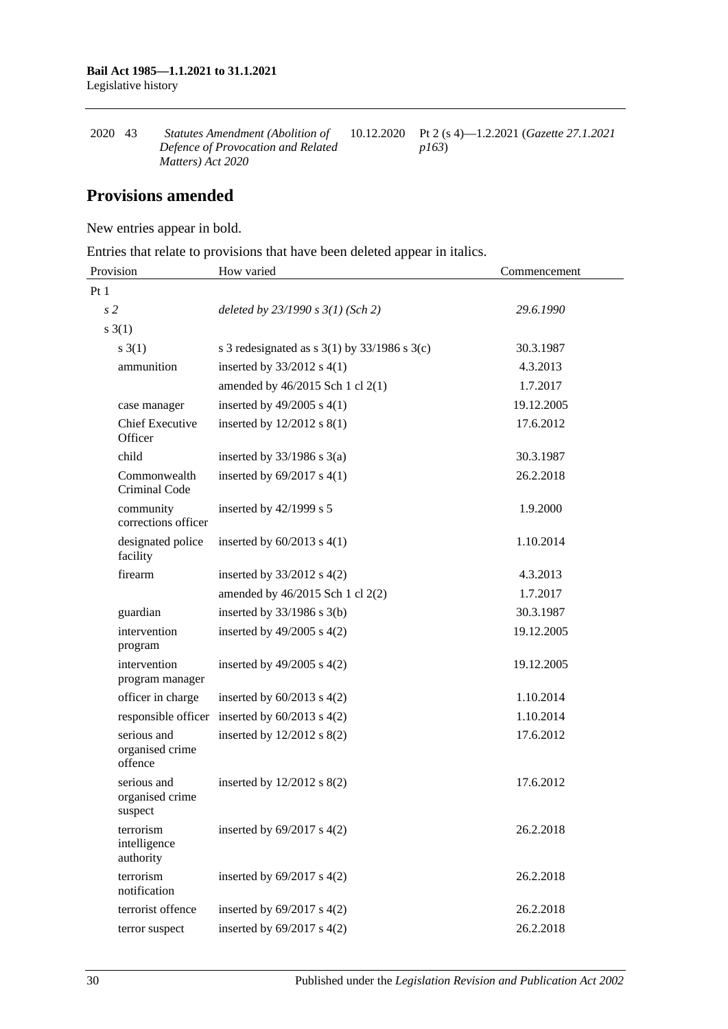| | | | | |
|---|---|---|---|---|
| 2020 | 43 | *Statutes Amendment (Abolition of Defence of Provocation and Related Matters) Act 2020* | 10.12.2020 | Pt 2 (s 4)—1.2.2021 (*Gazette 27.1.2021 p163*) |

## Provisions amended

New entries appear in bold.

Entries that relate to provisions that have been deleted appear in italics.

| Provision | How varied | Commencement |
|---|---|---|
| Pt 1 | | |
| *s 2* | *deleted by 23/1990 s 3(1) (Sch 2)* | *29.6.1990* |
| s 3(1) | | |
| s 3(1) | s 3 redesignated as s 3(1) by 33/1986 s 3(c) | 30.3.1987 |
| ammunition | inserted by 33/2012 s 4(1) | 4.3.2013 |
| | amended by 46/2015 Sch 1 cl 2(1) | 1.7.2017 |
| case manager | inserted by 49/2005 s 4(1) | 19.12.2005 |
| Chief Executive Officer | inserted by 12/2012 s 8(1) | 17.6.2012 |
| child | inserted by 33/1986 s 3(a) | 30.3.1987 |
| Commonwealth Criminal Code | inserted by 69/2017 s 4(1) | 26.2.2018 |
| community corrections officer | inserted by 42/1999 s 5 | 1.9.2000 |
| designated police facility | inserted by 60/2013 s 4(1) | 1.10.2014 |
| firearm | inserted by 33/2012 s 4(2) | 4.3.2013 |
| | amended by 46/2015 Sch 1 cl 2(2) | 1.7.2017 |
| guardian | inserted by 33/1986 s 3(b) | 30.3.1987 |
| intervention program | inserted by 49/2005 s 4(2) | 19.12.2005 |
| intervention program manager | inserted by 49/2005 s 4(2) | 19.12.2005 |
| officer in charge | inserted by 60/2013 s 4(2) | 1.10.2014 |
| responsible officer | inserted by 60/2013 s 4(2) | 1.10.2014 |
| serious and organised crime offence | inserted by 12/2012 s 8(2) | 17.6.2012 |
| serious and organised crime suspect | inserted by 12/2012 s 8(2) | 17.6.2012 |
| terrorism intelligence authority | inserted by 69/2017 s 4(2) | 26.2.2018 |
| terrorism notification | inserted by 69/2017 s 4(2) | 26.2.2018 |
| terrorist offence | inserted by 69/2017 s 4(2) | 26.2.2018 |
| terror suspect | inserted by 69/2017 s 4(2) | 26.2.2018 |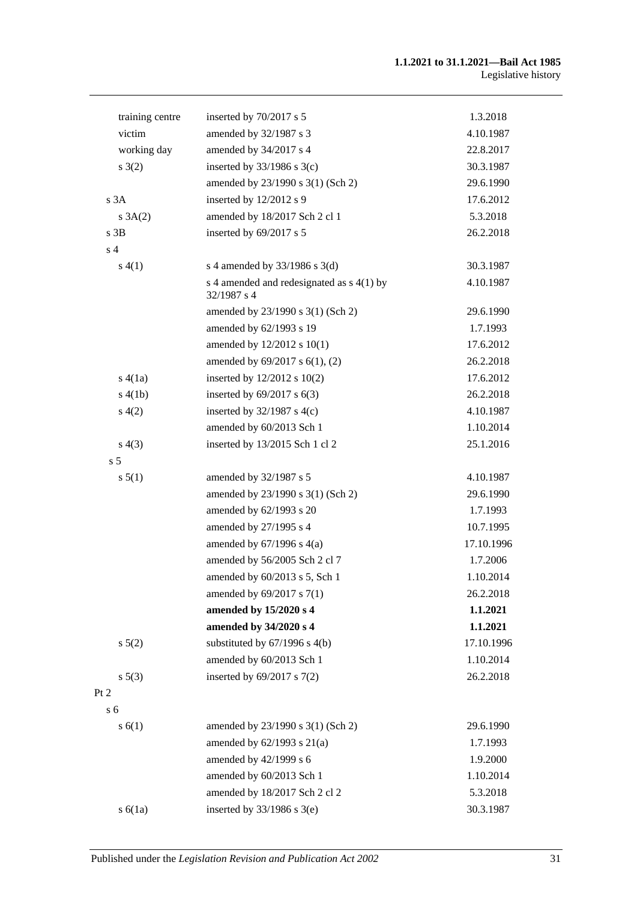| | | |
|---|---|---|
| training centre | inserted by 70/2017 s 5 | 1.3.2018 |
| victim | amended by 32/1987 s 3 | 4.10.1987 |
| working day | amended by 34/2017 s 4 | 22.8.2017 |
| s 3(2) | inserted by 33/1986 s 3(c) | 30.3.1987 |
| | amended by 23/1990 s 3(1) (Sch 2) | 29.6.1990 |
| s 3A | inserted by 12/2012 s 9 | 17.6.2012 |
| s 3A(2) | amended by 18/2017 Sch 2 cl 1 | 5.3.2018 |
| s 3B | inserted by 69/2017 s 5 | 26.2.2018 |
| s 4 | | |
| s 4(1) | s 4 amended by 33/1986 s 3(d) | 30.3.1987 |
| | s 4 amended and redesignated as s 4(1) by 32/1987 s 4 | 4.10.1987 |
| | amended by 23/1990 s 3(1) (Sch 2) | 29.6.1990 |
| | amended by 62/1993 s 19 | 1.7.1993 |
| | amended by 12/2012 s 10(1) | 17.6.2012 |
| | amended by 69/2017 s 6(1), (2) | 26.2.2018 |
| s 4(1a) | inserted by 12/2012 s 10(2) | 17.6.2012 |
| s 4(1b) | inserted by 69/2017 s 6(3) | 26.2.2018 |
| s 4(2) | inserted by 32/1987 s 4(c) | 4.10.1987 |
| | amended by 60/2013 Sch 1 | 1.10.2014 |
| s 4(3) | inserted by 13/2015 Sch 1 cl 2 | 25.1.2016 |
| s 5 | | |
| s 5(1) | amended by 32/1987 s 5 | 4.10.1987 |
| | amended by 23/1990 s 3(1) (Sch 2) | 29.6.1990 |
| | amended by 62/1993 s 20 | 1.7.1993 |
| | amended by 27/1995 s 4 | 10.7.1995 |
| | amended by 67/1996 s 4(a) | 17.10.1996 |
| | amended by 56/2005 Sch 2 cl 7 | 1.7.2006 |
| | amended by 60/2013 s 5, Sch 1 | 1.10.2014 |
| | amended by 69/2017 s 7(1) | 26.2.2018 |
| | **amended by 15/2020 s 4** | **1.1.2021** |
| | **amended by 34/2020 s 4** | **1.1.2021** |
| s 5(2) | substituted by 67/1996 s 4(b) | 17.10.1996 |
| | amended by 60/2013 Sch 1 | 1.10.2014 |
| s 5(3) | inserted by 69/2017 s 7(2) | 26.2.2018 |
| Pt 2 | | |
| s 6 | | |
| s 6(1) | amended by 23/1990 s 3(1) (Sch 2) | 29.6.1990 |
| | amended by 62/1993 s 21(a) | 1.7.1993 |
| | amended by 42/1999 s 6 | 1.9.2000 |
| | amended by 60/2013 Sch 1 | 1.10.2014 |
| | amended by 18/2017 Sch 2 cl 2 | 5.3.2018 |
| s 6(1a) | inserted by 33/1986 s 3(e) | 30.3.1987 |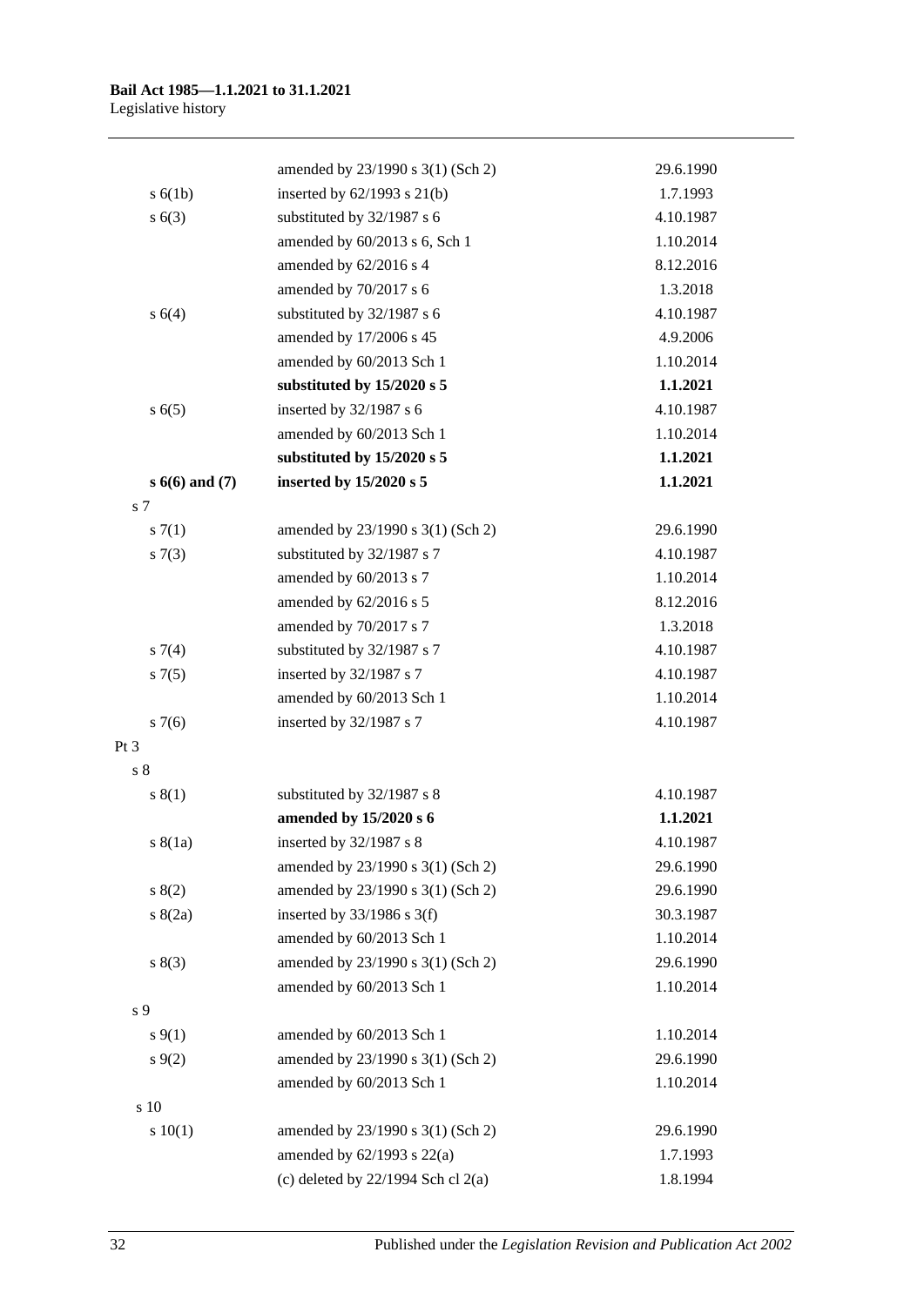| | | |
|---|---|---|
| | amended by 23/1990 s 3(1) (Sch 2) | 29.6.1990 |
| s 6(1b) | inserted by 62/1993 s 21(b) | 1.7.1993 |
| s 6(3) | substituted by 32/1987 s 6 | 4.10.1987 |
| | amended by 60/2013 s 6, Sch 1 | 1.10.2014 |
| | amended by 62/2016 s 4 | 8.12.2016 |
| | amended by 70/2017 s 6 | 1.3.2018 |
| s 6(4) | substituted by 32/1987 s 6 | 4.10.1987 |
| | amended by 17/2006 s 45 | 4.9.2006 |
| | amended by 60/2013 Sch 1 | 1.10.2014 |
| | **substituted by 15/2020 s 5** | **1.1.2021** |
| s 6(5) | inserted by 32/1987 s 6 | 4.10.1987 |
| | amended by 60/2013 Sch 1 | 1.10.2014 |
| | **substituted by 15/2020 s 5** | **1.1.2021** |
| **s 6(6) and (7)** | **inserted by 15/2020 s 5** | **1.1.2021** |
| s 7 | | |
| s 7(1) | amended by 23/1990 s 3(1) (Sch 2) | 29.6.1990 |
| s 7(3) | substituted by 32/1987 s 7 | 4.10.1987 |
| | amended by 60/2013 s 7 | 1.10.2014 |
| | amended by 62/2016 s 5 | 8.12.2016 |
| | amended by 70/2017 s 7 | 1.3.2018 |
| s 7(4) | substituted by 32/1987 s 7 | 4.10.1987 |
| s 7(5) | inserted by 32/1987 s 7 | 4.10.1987 |
| | amended by 60/2013 Sch 1 | 1.10.2014 |
| s 7(6) | inserted by 32/1987 s 7 | 4.10.1987 |
| Pt 3 | | |
| s 8 | | |
| s 8(1) | substituted by 32/1987 s 8 | 4.10.1987 |
| | **amended by 15/2020 s 6** | **1.1.2021** |
| s 8(1a) | inserted by 32/1987 s 8 | 4.10.1987 |
| | amended by 23/1990 s 3(1) (Sch 2) | 29.6.1990 |
| s 8(2) | amended by 23/1990 s 3(1) (Sch 2) | 29.6.1990 |
| s 8(2a) | inserted by 33/1986 s 3(f) | 30.3.1987 |
| | amended by 60/2013 Sch 1 | 1.10.2014 |
| s 8(3) | amended by 23/1990 s 3(1) (Sch 2) | 29.6.1990 |
| | amended by 60/2013 Sch 1 | 1.10.2014 |
| s 9 | | |
| s 9(1) | amended by 60/2013 Sch 1 | 1.10.2014 |
| s 9(2) | amended by 23/1990 s 3(1) (Sch 2) | 29.6.1990 |
| | amended by 60/2013 Sch 1 | 1.10.2014 |
| s 10 | | |
| s 10(1) | amended by 23/1990 s 3(1) (Sch 2) | 29.6.1990 |
| | amended by 62/1993 s 22(a) | 1.7.1993 |
| | (c) deleted by 22/1994 Sch cl 2(a) | 1.8.1994 |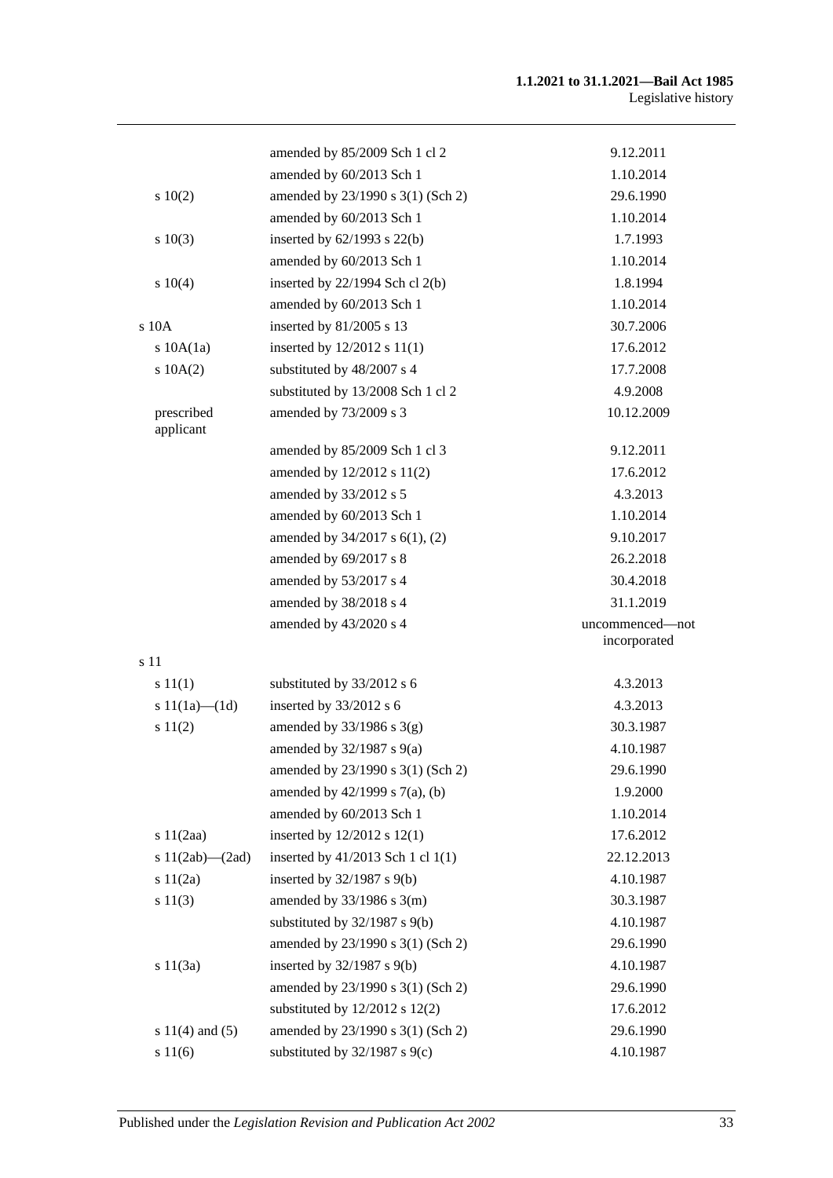| | | |
|---|---|---|
| | amended by 85/2009 Sch 1 cl 2 | 9.12.2011 |
| | amended by 60/2013 Sch 1 | 1.10.2014 |
| s 10(2) | amended by 23/1990 s 3(1) (Sch 2) | 29.6.1990 |
| | amended by 60/2013 Sch 1 | 1.10.2014 |
| s 10(3) | inserted by 62/1993 s 22(b) | 1.7.1993 |
| | amended by 60/2013 Sch 1 | 1.10.2014 |
| s 10(4) | inserted by 22/1994 Sch cl 2(b) | 1.8.1994 |
| | amended by 60/2013 Sch 1 | 1.10.2014 |
| s 10A | inserted by 81/2005 s 13 | 30.7.2006 |
| s 10A(1a) | inserted by 12/2012 s 11(1) | 17.6.2012 |
| s 10A(2) | substituted by 48/2007 s 4 | 17.7.2008 |
| | substituted by 13/2008 Sch 1 cl 2 | 4.9.2008 |
| prescribed applicant | amended by 73/2009 s 3 | 10.12.2009 |
| | amended by 85/2009 Sch 1 cl 3 | 9.12.2011 |
| | amended by 12/2012 s 11(2) | 17.6.2012 |
| | amended by 33/2012 s 5 | 4.3.2013 |
| | amended by 60/2013 Sch 1 | 1.10.2014 |
| | amended by 34/2017 s 6(1), (2) | 9.10.2017 |
| | amended by 69/2017 s 8 | 26.2.2018 |
| | amended by 53/2017 s 4 | 30.4.2018 |
| | amended by 38/2018 s 4 | 31.1.2019 |
| | amended by 43/2020 s 4 | uncommenced—not incorporated |
| s 11 | | |
| s 11(1) | substituted by 33/2012 s 6 | 4.3.2013 |
| s 11(1a)—(1d) | inserted by 33/2012 s 6 | 4.3.2013 |
| s 11(2) | amended by 33/1986 s 3(g) | 30.3.1987 |
| | amended by 32/1987 s 9(a) | 4.10.1987 |
| | amended by 23/1990 s 3(1) (Sch 2) | 29.6.1990 |
| | amended by 42/1999 s 7(a), (b) | 1.9.2000 |
| | amended by 60/2013 Sch 1 | 1.10.2014 |
| s 11(2aa) | inserted by 12/2012 s 12(1) | 17.6.2012 |
| s 11(2ab)—(2ad) | inserted by 41/2013 Sch 1 cl 1(1) | 22.12.2013 |
| s 11(2a) | inserted by 32/1987 s 9(b) | 4.10.1987 |
| s 11(3) | amended by 33/1986 s 3(m) | 30.3.1987 |
| | substituted by 32/1987 s 9(b) | 4.10.1987 |
| | amended by 23/1990 s 3(1) (Sch 2) | 29.6.1990 |
| s 11(3a) | inserted by 32/1987 s 9(b) | 4.10.1987 |
| | amended by 23/1990 s 3(1) (Sch 2) | 29.6.1990 |
| | substituted by 12/2012 s 12(2) | 17.6.2012 |
| s 11(4) and (5) | amended by 23/1990 s 3(1) (Sch 2) | 29.6.1990 |
| s 11(6) | substituted by 32/1987 s 9(c) | 4.10.1987 |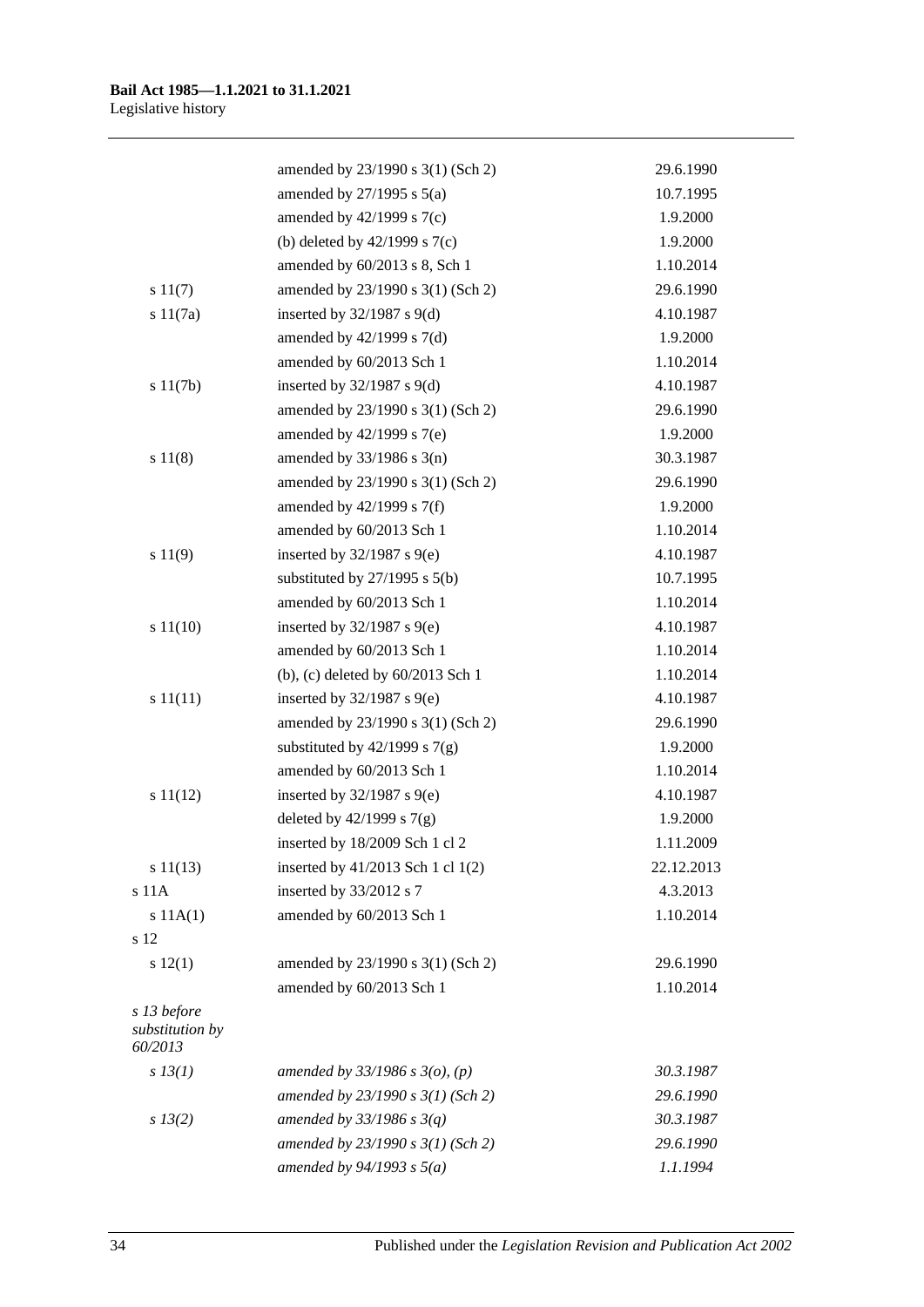| | | |
|---|---|---|
| | amended by 23/1990 s 3(1) (Sch 2) | 29.6.1990 |
| | amended by 27/1995 s 5(a) | 10.7.1995 |
| | amended by 42/1999 s 7(c) | 1.9.2000 |
| | (b) deleted by 42/1999 s 7(c) | 1.9.2000 |
| | amended by 60/2013 s 8, Sch 1 | 1.10.2014 |
| s 11(7) | amended by 23/1990 s 3(1) (Sch 2) | 29.6.1990 |
| s 11(7a) | inserted by 32/1987 s 9(d) | 4.10.1987 |
| | amended by 42/1999 s 7(d) | 1.9.2000 |
| | amended by 60/2013 Sch 1 | 1.10.2014 |
| s 11(7b) | inserted by 32/1987 s 9(d) | 4.10.1987 |
| | amended by 23/1990 s 3(1) (Sch 2) | 29.6.1990 |
| | amended by 42/1999 s 7(e) | 1.9.2000 |
| s 11(8) | amended by 33/1986 s 3(n) | 30.3.1987 |
| | amended by 23/1990 s 3(1) (Sch 2) | 29.6.1990 |
| | amended by 42/1999 s 7(f) | 1.9.2000 |
| | amended by 60/2013 Sch 1 | 1.10.2014 |
| s 11(9) | inserted by 32/1987 s 9(e) | 4.10.1987 |
| | substituted by 27/1995 s 5(b) | 10.7.1995 |
| | amended by 60/2013 Sch 1 | 1.10.2014 |
| s 11(10) | inserted by 32/1987 s 9(e) | 4.10.1987 |
| | amended by 60/2013 Sch 1 | 1.10.2014 |
| | (b), (c) deleted by 60/2013 Sch 1 | 1.10.2014 |
| s 11(11) | inserted by 32/1987 s 9(e) | 4.10.1987 |
| | amended by 23/1990 s 3(1) (Sch 2) | 29.6.1990 |
| | substituted by 42/1999 s 7(g) | 1.9.2000 |
| | amended by 60/2013 Sch 1 | 1.10.2014 |
| s 11(12) | inserted by 32/1987 s 9(e) | 4.10.1987 |
| | deleted by 42/1999 s 7(g) | 1.9.2000 |
| | inserted by 18/2009 Sch 1 cl 2 | 1.11.2009 |
| s 11(13) | inserted by 41/2013 Sch 1 cl 1(2) | 22.12.2013 |
| s 11A | inserted by 33/2012 s 7 | 4.3.2013 |
| s 11A(1) | amended by 60/2013 Sch 1 | 1.10.2014 |
| s 12 | | |
| s 12(1) | amended by 23/1990 s 3(1) (Sch 2) | 29.6.1990 |
| | amended by 60/2013 Sch 1 | 1.10.2014 |
| *s 13 before substitution by 60/2013* | | |
| *s 13(1)* | *amended by 33/1986 s 3(o), (p)* | *30.3.1987* |
| | *amended by 23/1990 s 3(1) (Sch 2)* | *29.6.1990* |
| *s 13(2)* | *amended by 33/1986 s 3(q)* | *30.3.1987* |
| | *amended by 23/1990 s 3(1) (Sch 2)* | *29.6.1990* |
| | *amended by 94/1993 s 5(a)* | *1.1.1994* |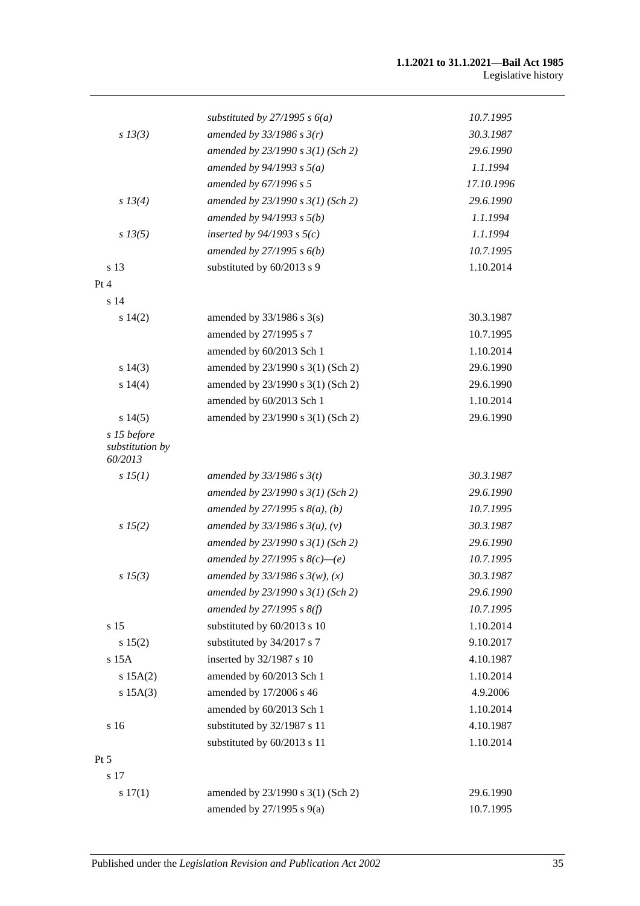| | | |
|---|---|---|
| | *substituted by 27/1995 s 6(a)* | *10.7.1995* |
| *s 13(3)* | *amended by 33/1986 s 3(r)* | *30.3.1987* |
| | *amended by 23/1990 s 3(1) (Sch 2)* | *29.6.1990* |
| | *amended by 94/1993 s 5(a)* | *1.1.1994* |
| | *amended by 67/1996 s 5* | *17.10.1996* |
| *s 13(4)* | *amended by 23/1990 s 3(1) (Sch 2)* | *29.6.1990* |
| | *amended by 94/1993 s 5(b)* | *1.1.1994* |
| *s 13(5)* | *inserted by 94/1993 s 5(c)* | *1.1.1994* |
| | *amended by 27/1995 s 6(b)* | *10.7.1995* |
| s 13 | substituted by 60/2013 s 9 | 1.10.2014 |
| Pt 4 | | |
| s 14 | | |
| s 14(2) | amended by 33/1986 s 3(s) | 30.3.1987 |
| | amended by 27/1995 s 7 | 10.7.1995 |
| | amended by 60/2013 Sch 1 | 1.10.2014 |
| s 14(3) | amended by 23/1990 s 3(1) (Sch 2) | 29.6.1990 |
| s 14(4) | amended by 23/1990 s 3(1) (Sch 2) | 29.6.1990 |
| | amended by 60/2013 Sch 1 | 1.10.2014 |
| s 14(5) | amended by 23/1990 s 3(1) (Sch 2) | 29.6.1990 |
| *s 15 before substitution by 60/2013* | | |
| *s 15(1)* | *amended by 33/1986 s 3(t)* | *30.3.1987* |
| | *amended by 23/1990 s 3(1) (Sch 2)* | *29.6.1990* |
| | *amended by 27/1995 s 8(a), (b)* | *10.7.1995* |
| *s 15(2)* | *amended by 33/1986 s 3(u), (v)* | *30.3.1987* |
| | *amended by 23/1990 s 3(1) (Sch 2)* | *29.6.1990* |
| | *amended by 27/1995 s 8(c)—(e)* | *10.7.1995* |
| *s 15(3)* | *amended by 33/1986 s 3(w), (x)* | *30.3.1987* |
| | *amended by 23/1990 s 3(1) (Sch 2)* | *29.6.1990* |
| | *amended by 27/1995 s 8(f)* | *10.7.1995* |
| s 15 | substituted by 60/2013 s 10 | 1.10.2014 |
| s 15(2) | substituted by 34/2017 s 7 | 9.10.2017 |
| s 15A | inserted by 32/1987 s 10 | 4.10.1987 |
| s 15A(2) | amended by 60/2013 Sch 1 | 1.10.2014 |
| s 15A(3) | amended by 17/2006 s 46 | 4.9.2006 |
| | amended by 60/2013 Sch 1 | 1.10.2014 |
| s 16 | substituted by 32/1987 s 11 | 4.10.1987 |
| | substituted by 60/2013 s 11 | 1.10.2014 |
| Pt 5 | | |
| s 17 | | |
| s 17(1) | amended by 23/1990 s 3(1) (Sch 2) | 29.6.1990 |
| | amended by 27/1995 s 9(a) | 10.7.1995 |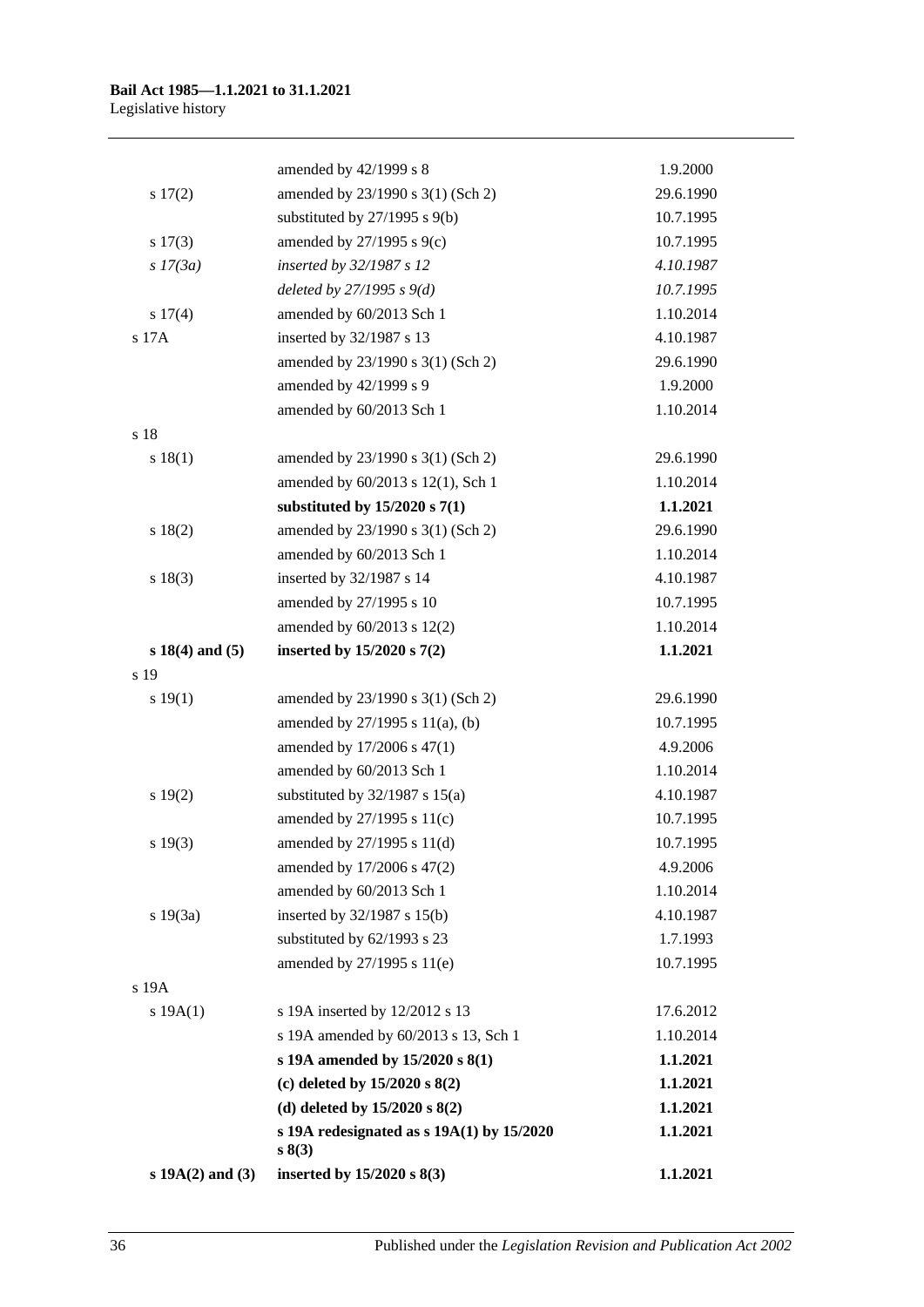| | | |
|---|---|---|
| | amended by 42/1999 s 8 | 1.9.2000 |
| s 17(2) | amended by 23/1990 s 3(1) (Sch 2) | 29.6.1990 |
| | substituted by 27/1995 s 9(b) | 10.7.1995 |
| s 17(3) | amended by 27/1995 s 9(c) | 10.7.1995 |
| *s 17(3a)* | *inserted by 32/1987 s 12* | *4.10.1987* |
| | *deleted by 27/1995 s 9(d)* | *10.7.1995* |
| s 17(4) | amended by 60/2013 Sch 1 | 1.10.2014 |
| s 17A | inserted by 32/1987 s 13 | 4.10.1987 |
| | amended by 23/1990 s 3(1) (Sch 2) | 29.6.1990 |
| | amended by 42/1999 s 9 | 1.9.2000 |
| | amended by 60/2013 Sch 1 | 1.10.2014 |
| s 18 | | |
| s 18(1) | amended by 23/1990 s 3(1) (Sch 2) | 29.6.1990 |
| | amended by 60/2013 s 12(1), Sch 1 | 1.10.2014 |
| | **substituted by 15/2020 s 7(1)** | **1.1.2021** |
| s 18(2) | amended by 23/1990 s 3(1) (Sch 2) | 29.6.1990 |
| | amended by 60/2013 Sch 1 | 1.10.2014 |
| s 18(3) | inserted by 32/1987 s 14 | 4.10.1987 |
| | amended by 27/1995 s 10 | 10.7.1995 |
| | amended by 60/2013 s 12(2) | 1.10.2014 |
| **s 18(4) and (5)** | **inserted by 15/2020 s 7(2)** | **1.1.2021** |
| s 19 | | |
| s 19(1) | amended by 23/1990 s 3(1) (Sch 2) | 29.6.1990 |
| | amended by 27/1995 s 11(a), (b) | 10.7.1995 |
| | amended by 17/2006 s 47(1) | 4.9.2006 |
| | amended by 60/2013 Sch 1 | 1.10.2014 |
| s 19(2) | substituted by 32/1987 s 15(a) | 4.10.1987 |
| | amended by 27/1995 s 11(c) | 10.7.1995 |
| s 19(3) | amended by 27/1995 s 11(d) | 10.7.1995 |
| | amended by 17/2006 s 47(2) | 4.9.2006 |
| | amended by 60/2013 Sch 1 | 1.10.2014 |
| s 19(3a) | inserted by 32/1987 s 15(b) | 4.10.1987 |
| | substituted by 62/1993 s 23 | 1.7.1993 |
| | amended by 27/1995 s 11(e) | 10.7.1995 |
| s 19A | | |
| s 19A(1) | s 19A inserted by 12/2012 s 13 | 17.6.2012 |
| | s 19A amended by 60/2013 s 13, Sch 1 | 1.10.2014 |
| | **s 19A amended by 15/2020 s 8(1)** | **1.1.2021** |
| | **(c) deleted by 15/2020 s 8(2)** | **1.1.2021** |
| | **(d) deleted by 15/2020 s 8(2)** | **1.1.2021** |
| | **s 19A redesignated as s 19A(1) by 15/2020 s 8(3)** | **1.1.2021** |
| **s 19A(2) and (3)** | **inserted by 15/2020 s 8(3)** | **1.1.2021** |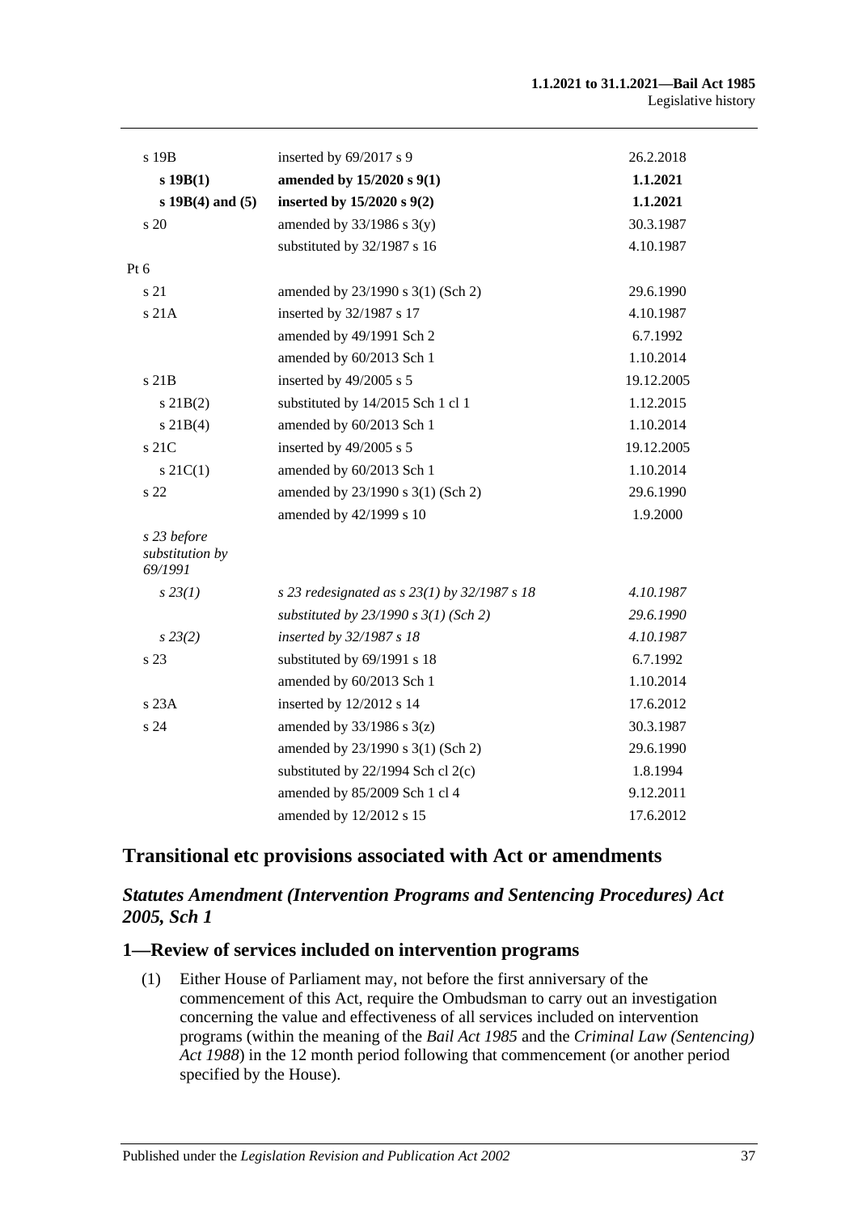| | | |
|---|---|---|
| s 19B | inserted by 69/2017 s 9 | 26.2.2018 |
| **s 19B(1)** | **amended by 15/2020 s 9(1)** | **1.1.2021** |
| **s 19B(4) and (5)** | **inserted by 15/2020 s 9(2)** | **1.1.2021** |
| s 20 | amended by 33/1986 s 3(y) | 30.3.1987 |
| | substituted by 32/1987 s 16 | 4.10.1987 |
| Pt 6 | | |
| s 21 | amended by 23/1990 s 3(1) (Sch 2) | 29.6.1990 |
| s 21A | inserted by 32/1987 s 17 | 4.10.1987 |
| | amended by 49/1991 Sch 2 | 6.7.1992 |
| | amended by 60/2013 Sch 1 | 1.10.2014 |
| s 21B | inserted by 49/2005 s 5 | 19.12.2005 |
| s 21B(2) | substituted by 14/2015 Sch 1 cl 1 | 1.12.2015 |
| s 21B(4) | amended by 60/2013 Sch 1 | 1.10.2014 |
| s 21C | inserted by 49/2005 s 5 | 19.12.2005 |
| s 21C(1) | amended by 60/2013 Sch 1 | 1.10.2014 |
| s 22 | amended by 23/1990 s 3(1) (Sch 2) | 29.6.1990 |
| | amended by 42/1999 s 10 | 1.9.2000 |
| *s 23 before substitution by 69/1991* | | |
| *s 23(1)* | *s 23 redesignated as s 23(1) by 32/1987 s 18* | *4.10.1987* |
| | *substituted by 23/1990 s 3(1) (Sch 2)* | *29.6.1990* |
| *s 23(2)* | *inserted by 32/1987 s 18* | *4.10.1987* |
| s 23 | substituted by 69/1991 s 18 | 6.7.1992 |
| | amended by 60/2013 Sch 1 | 1.10.2014 |
| s 23A | inserted by 12/2012 s 14 | 17.6.2012 |
| s 24 | amended by 33/1986 s 3(z) | 30.3.1987 |
| | amended by 23/1990 s 3(1) (Sch 2) | 29.6.1990 |
| | substituted by 22/1994 Sch cl 2(c) | 1.8.1994 |
| | amended by 85/2009 Sch 1 cl 4 | 9.12.2011 |
| | amended by 12/2012 s 15 | 17.6.2012 |

## Transitional etc provisions associated with Act or amendments

### *Statutes Amendment (Intervention Programs and Sentencing Procedures) Act 2005, Sch 1*

### 1—Review of services included on intervention programs

(1) Either House of Parliament may, not before the first anniversary of the commencement of this Act, require the Ombudsman to carry out an investigation concerning the value and effectiveness of all services included on intervention programs (within the meaning of the *Bail Act 1985* and the *Criminal Law (Sentencing) Act 1988*) in the 12 month period following that commencement (or another period specified by the House).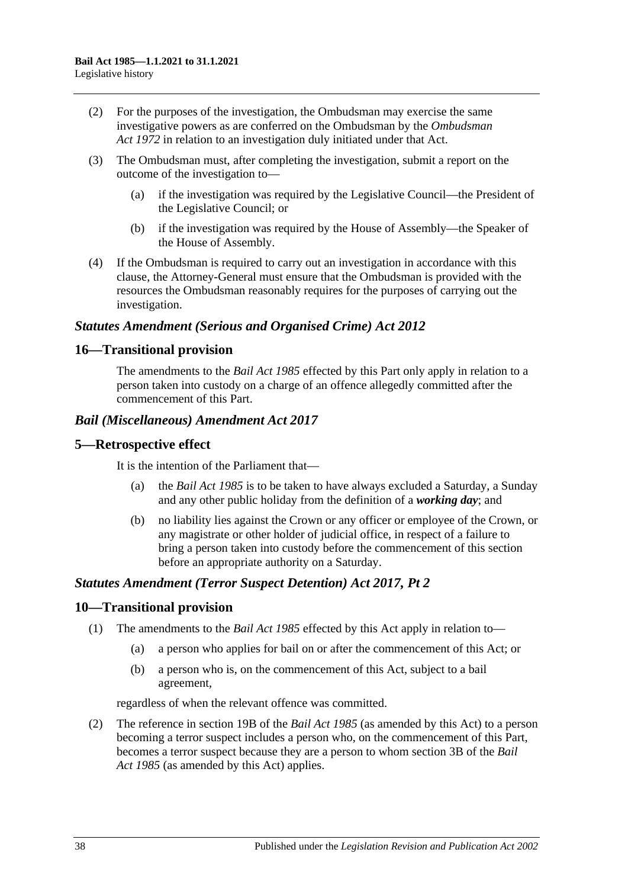(2) For the purposes of the investigation, the Ombudsman may exercise the same investigative powers as are conferred on the Ombudsman by the *Ombudsman Act 1972* in relation to an investigation duly initiated under that Act.

(3) The Ombudsman must, after completing the investigation, submit a report on the outcome of the investigation to—

(a) if the investigation was required by the Legislative Council—the President of the Legislative Council; or

(b) if the investigation was required by the House of Assembly—the Speaker of the House of Assembly.

(4) If the Ombudsman is required to carry out an investigation in accordance with this clause, the Attorney-General must ensure that the Ombudsman is provided with the resources the Ombudsman reasonably requires for the purposes of carrying out the investigation.

### *Statutes Amendment (Serious and Organised Crime) Act 2012*

## 16—Transitional provision

The amendments to the *Bail Act 1985* effected by this Part only apply in relation to a person taken into custody on a charge of an offence allegedly committed after the commencement of this Part.

### *Bail (Miscellaneous) Amendment Act 2017*

## 5—Retrospective effect

It is the intention of the Parliament that—

(a) the *Bail Act 1985* is to be taken to have always excluded a Saturday, a Sunday and any other public holiday from the definition of a ***working day***; and

(b) no liability lies against the Crown or any officer or employee of the Crown, or any magistrate or other holder of judicial office, in respect of a failure to bring a person taken into custody before the commencement of this section before an appropriate authority on a Saturday.

### *Statutes Amendment (Terror Suspect Detention) Act 2017, Pt 2*

## 10—Transitional provision

(1) The amendments to the *Bail Act 1985* effected by this Act apply in relation to—

(a) a person who applies for bail on or after the commencement of this Act; or

(b) a person who is, on the commencement of this Act, subject to a bail agreement,

regardless of when the relevant offence was committed.

(2) The reference in section 19B of the *Bail Act 1985* (as amended by this Act) to a person becoming a terror suspect includes a person who, on the commencement of this Part, becomes a terror suspect because they are a person to whom section 3B of the *Bail Act 1985* (as amended by this Act) applies.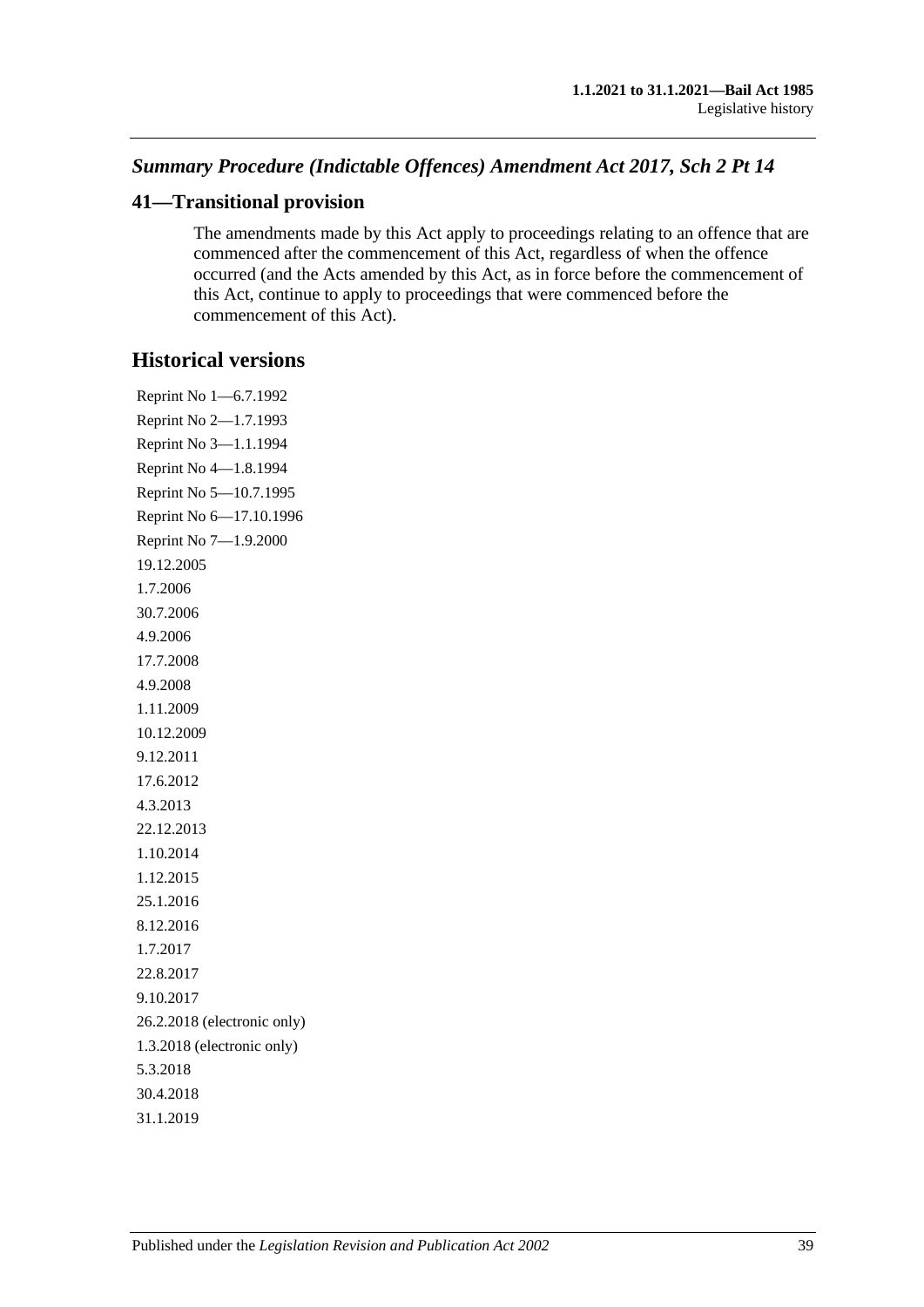### *Summary Procedure (Indictable Offences) Amendment Act 2017, Sch 2 Pt 14*

### 41—Transitional provision

The amendments made by this Act apply to proceedings relating to an offence that are commenced after the commencement of this Act, regardless of when the offence occurred (and the Acts amended by this Act, as in force before the commencement of this Act, continue to apply to proceedings that were commenced before the commencement of this Act).

## Historical versions

Reprint No 1—6.7.1992

Reprint No 2—1.7.1993

Reprint No 3—1.1.1994

Reprint No 4—1.8.1994

Reprint No 5—10.7.1995

Reprint No 6—17.10.1996

Reprint No 7—1.9.2000

19.12.2005

1.7.2006

30.7.2006

4.9.2006

17.7.2008

4.9.2008

1.11.2009

10.12.2009

9.12.2011

17.6.2012

4.3.2013

22.12.2013

1.10.2014

1.12.2015

25.1.2016

8.12.2016

1.7.2017

22.8.2017

9.10.2017

26.2.2018 (electronic only)

1.3.2018 (electronic only)

5.3.2018

30.4.2018

31.1.2019